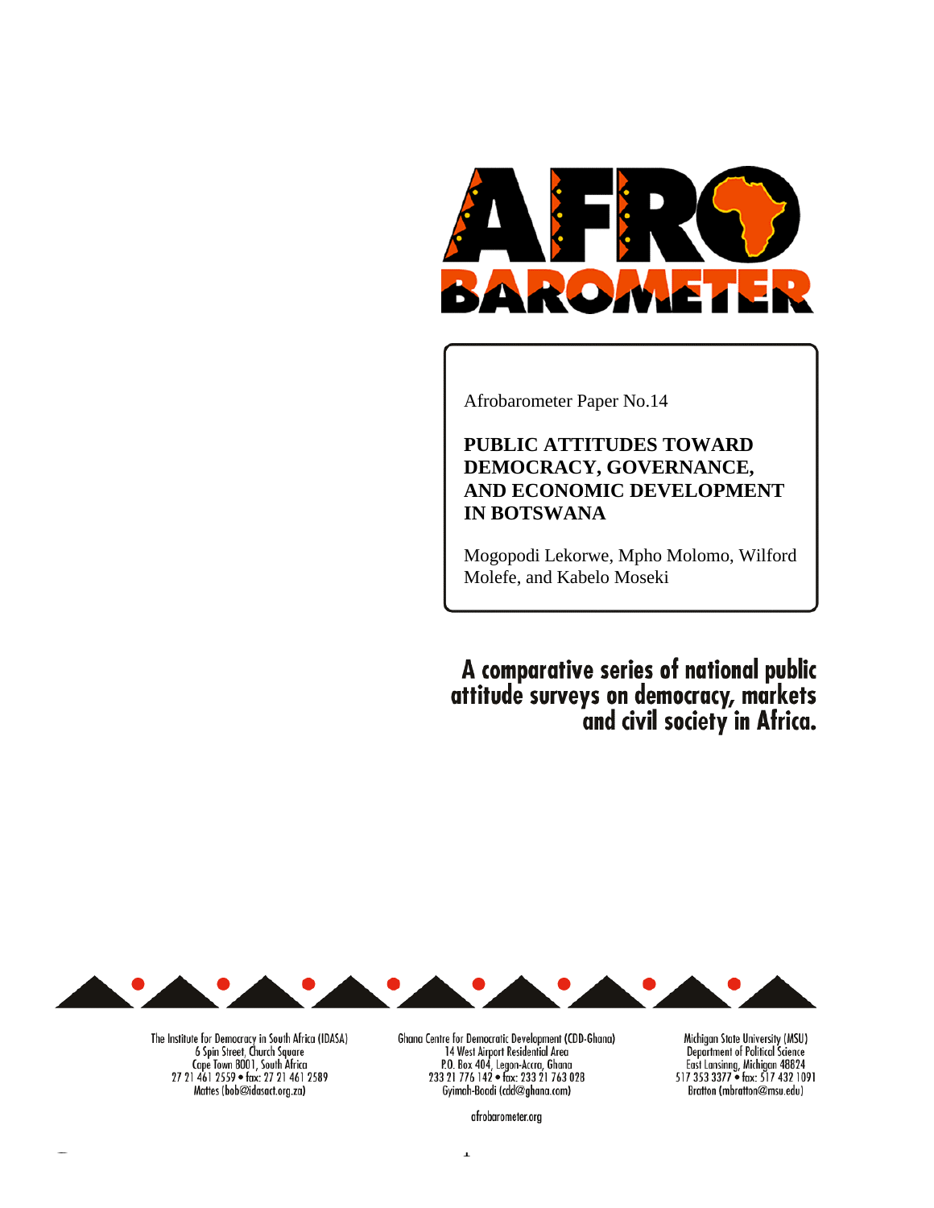AFRO BAROMETER

Afrobarometer Paper No.14

**PUBLIC ATTITUDES TOWARD DEMOCRACY, GOVERNANCE, AND ECONOMIC DEVELOPMENT IN BOTSWANA**

Mogopodi Lekorwe, Mpho Molomo, Wilford Molefe, and Kabelo Moseki

**A comparative series of national public attitude surveys on democracy, markets and civil society in Africa.**

The Institute for Democracy in South Africa (IDASA)
6 Spin Street, Church Square
Cape Town 8001, South Africa
27 21 461 2559 • fax: 27 21 461 2589
Mattes (bob@idasact.org.za)

Ghana Centre for Democratic Development (CDD-Ghana)
14 West Airport Residential Area
P.O. Box 404, Legon-Accra, Ghana
233 21 776 142 • fax: 233 21 763 028
Gyimah-Boadi (cdd@ghana.com)

Michigan State University (MSU)
Department of Political Science
East Lansinng, Michigan 48824
517 353 3377 • fax: 517 432 1091
Bratton (mbratton@msu.edu)

afrobarometer.org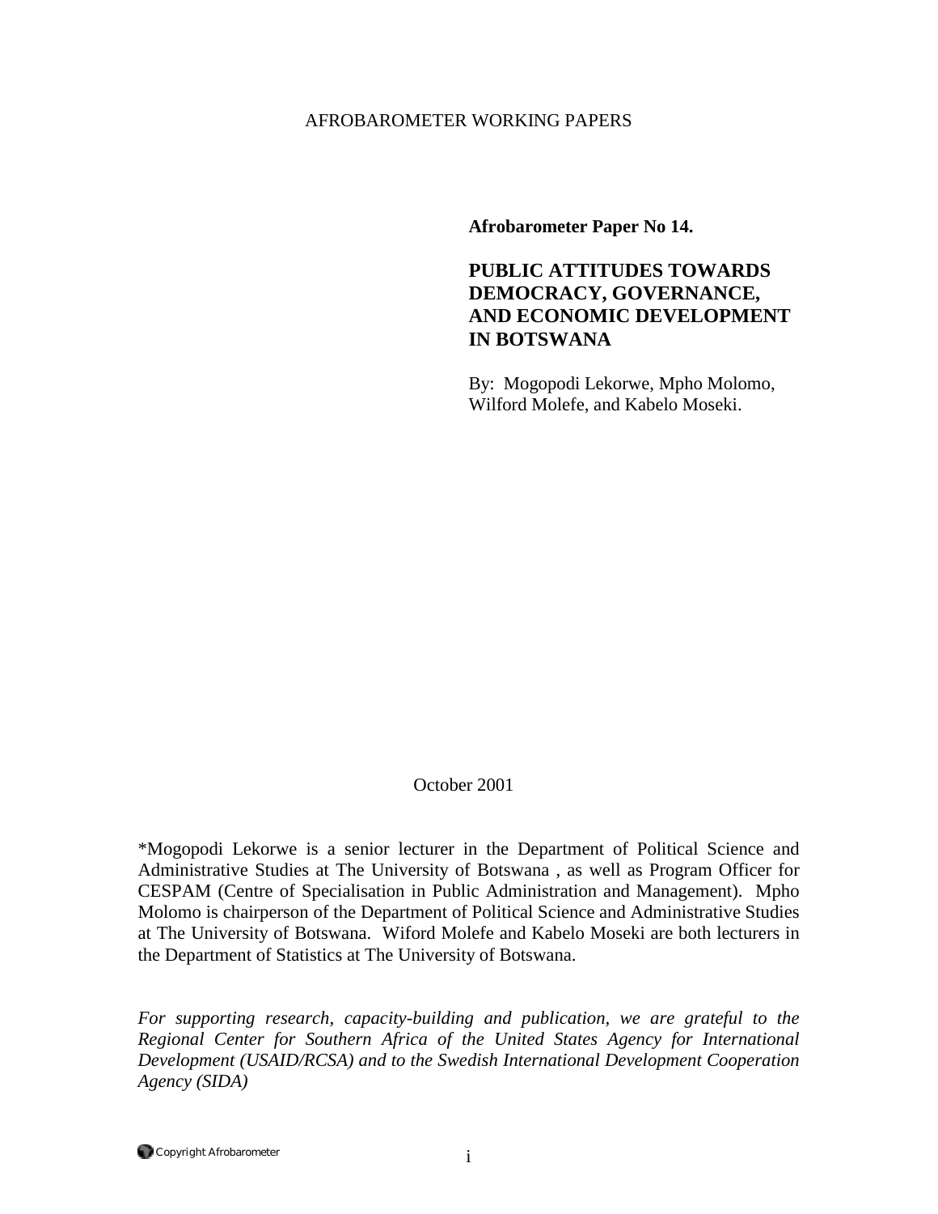AFROBAROMETER WORKING PAPERS

**Afrobarometer Paper No 14.**

# PUBLIC ATTITUDES TOWARDS DEMOCRACY, GOVERNANCE, AND ECONOMIC DEVELOPMENT IN BOTSWANA

By: Mogopodi Lekorwe, Mpho Molomo, Wilford Molefe, and Kabelo Moseki.

October 2001

*Mogopodi Lekorwe is a senior lecturer in the Department of Political Science and Administrative Studies at The University of Botswana , as well as Program Officer for CESPAM (Centre of Specialisation in Public Administration and Management). Mpho Molomo is chairperson of the Department of Political Science and Administrative Studies at The University of Botswana. Wiford Molefe and Kabelo Moseki are both lecturers in the Department of Statistics at The University of Botswana.

*For supporting research, capacity-building and publication, we are grateful to the Regional Center for Southern Africa of the United States Agency for International Development (USAID/RCSA) and to the Swedish International Development Cooperation Agency (SIDA)*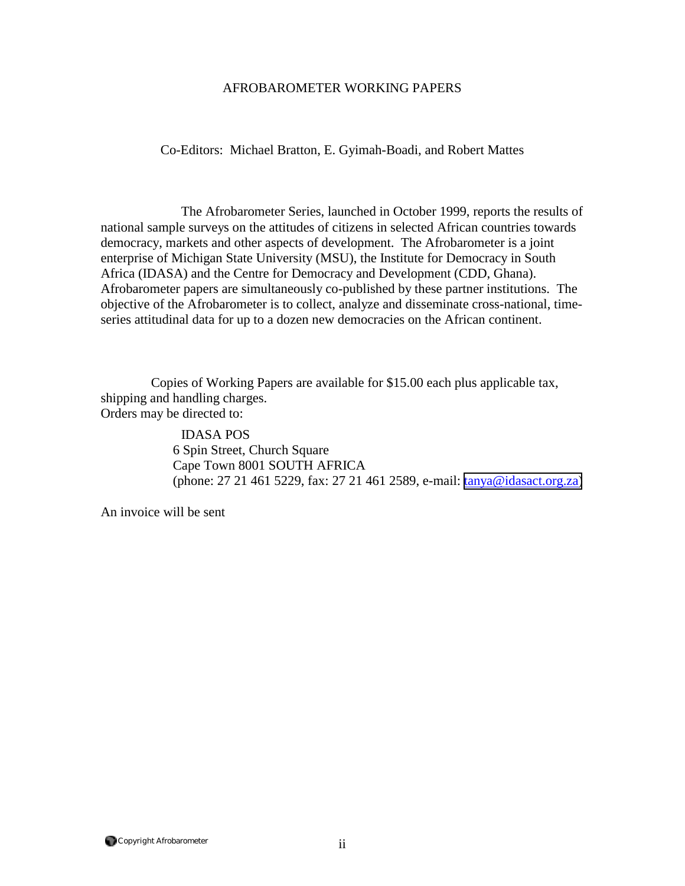AFROBAROMETER WORKING PAPERS

Co-Editors: Michael Bratton, E. Gyimah-Boadi, and Robert Mattes

The Afrobarometer Series, launched in October 1999, reports the results of national sample surveys on the attitudes of citizens in selected African countries towards democracy, markets and other aspects of development. The Afrobarometer is a joint enterprise of Michigan State University (MSU), the Institute for Democracy in South Africa (IDASA) and the Centre for Democracy and Development (CDD, Ghana). Afrobarometer papers are simultaneously co-published by these partner institutions. The objective of the Afrobarometer is to collect, analyze and disseminate cross-national, time-series attitudinal data for up to a dozen new democracies on the African continent.

Copies of Working Papers are available for $15.00 each plus applicable tax, shipping and handling charges.
Orders may be directed to:

IDASA POS
6 Spin Street, Church Square
Cape Town 8001 SOUTH AFRICA
(phone: 27 21 461 5229, fax: 27 21 461 2589, e-mail: tanya@idasact.org.za)

An invoice will be sent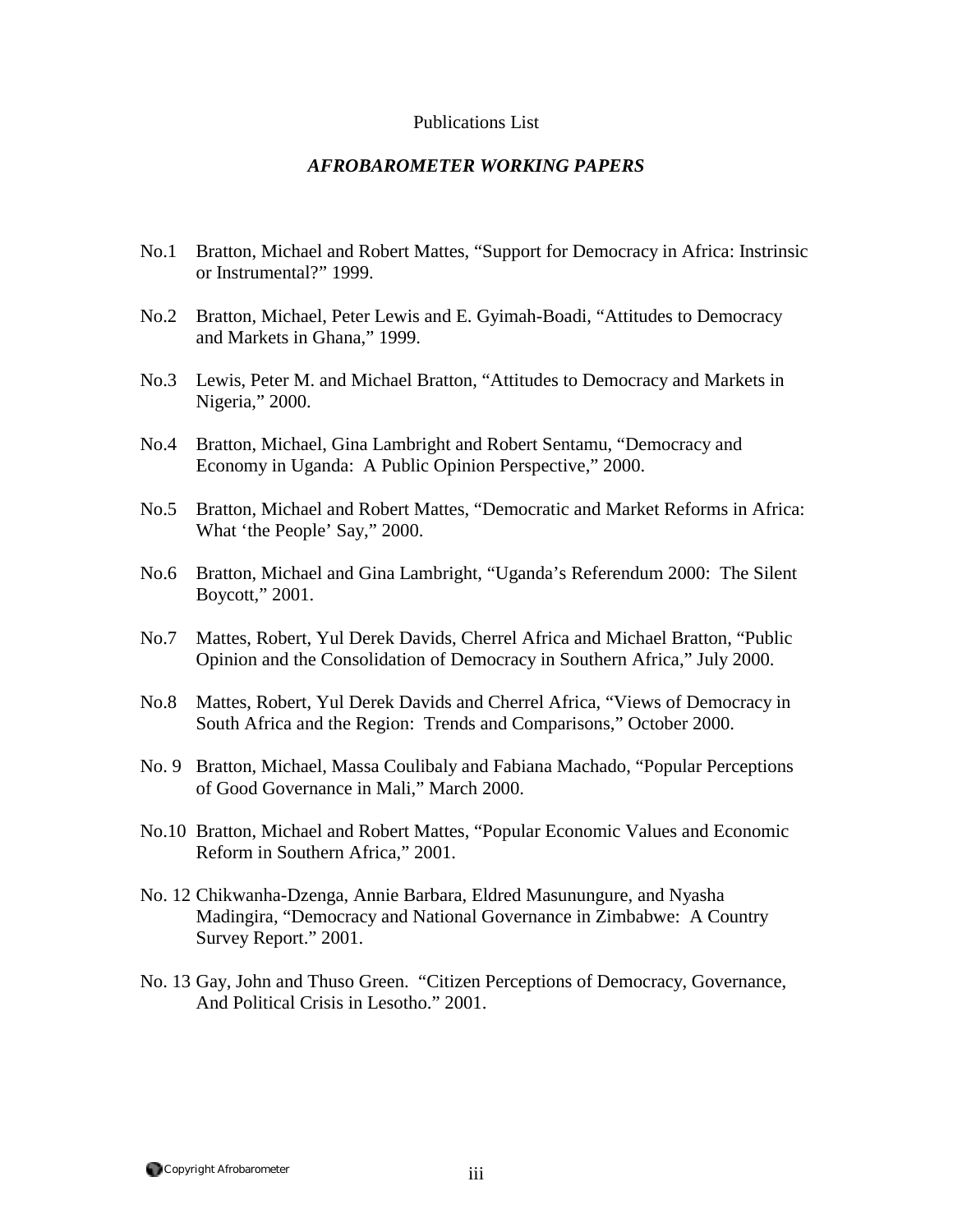Publications List

## *AFROBAROMETER WORKING PAPERS*

No.1 Bratton, Michael and Robert Mattes, "Support for Democracy in Africa: Instrinsic or Instrumental?" 1999.

No.2 Bratton, Michael, Peter Lewis and E. Gyimah-Boadi, "Attitudes to Democracy and Markets in Ghana," 1999.

No.3 Lewis, Peter M. and Michael Bratton, "Attitudes to Democracy and Markets in Nigeria," 2000.

No.4 Bratton, Michael, Gina Lambright and Robert Sentamu, "Democracy and Economy in Uganda: A Public Opinion Perspective," 2000.

No.5 Bratton, Michael and Robert Mattes, "Democratic and Market Reforms in Africa: What 'the People' Say," 2000.

No.6 Bratton, Michael and Gina Lambright, "Uganda's Referendum 2000: The Silent Boycott," 2001.

No.7 Mattes, Robert, Yul Derek Davids, Cherrel Africa and Michael Bratton, "Public Opinion and the Consolidation of Democracy in Southern Africa," July 2000.

No.8 Mattes, Robert, Yul Derek Davids and Cherrel Africa, "Views of Democracy in South Africa and the Region: Trends and Comparisons," October 2000.

No. 9 Bratton, Michael, Massa Coulibaly and Fabiana Machado, "Popular Perceptions of Good Governance in Mali," March 2000.

No.10 Bratton, Michael and Robert Mattes, "Popular Economic Values and Economic Reform in Southern Africa," 2001.

No. 12 Chikwanha-Dzenga, Annie Barbara, Eldred Masunungure, and Nyasha Madingira, "Democracy and National Governance in Zimbabwe: A Country Survey Report." 2001.

No. 13 Gay, John and Thuso Green. "Citizen Perceptions of Democracy, Governance, And Political Crisis in Lesotho." 2001.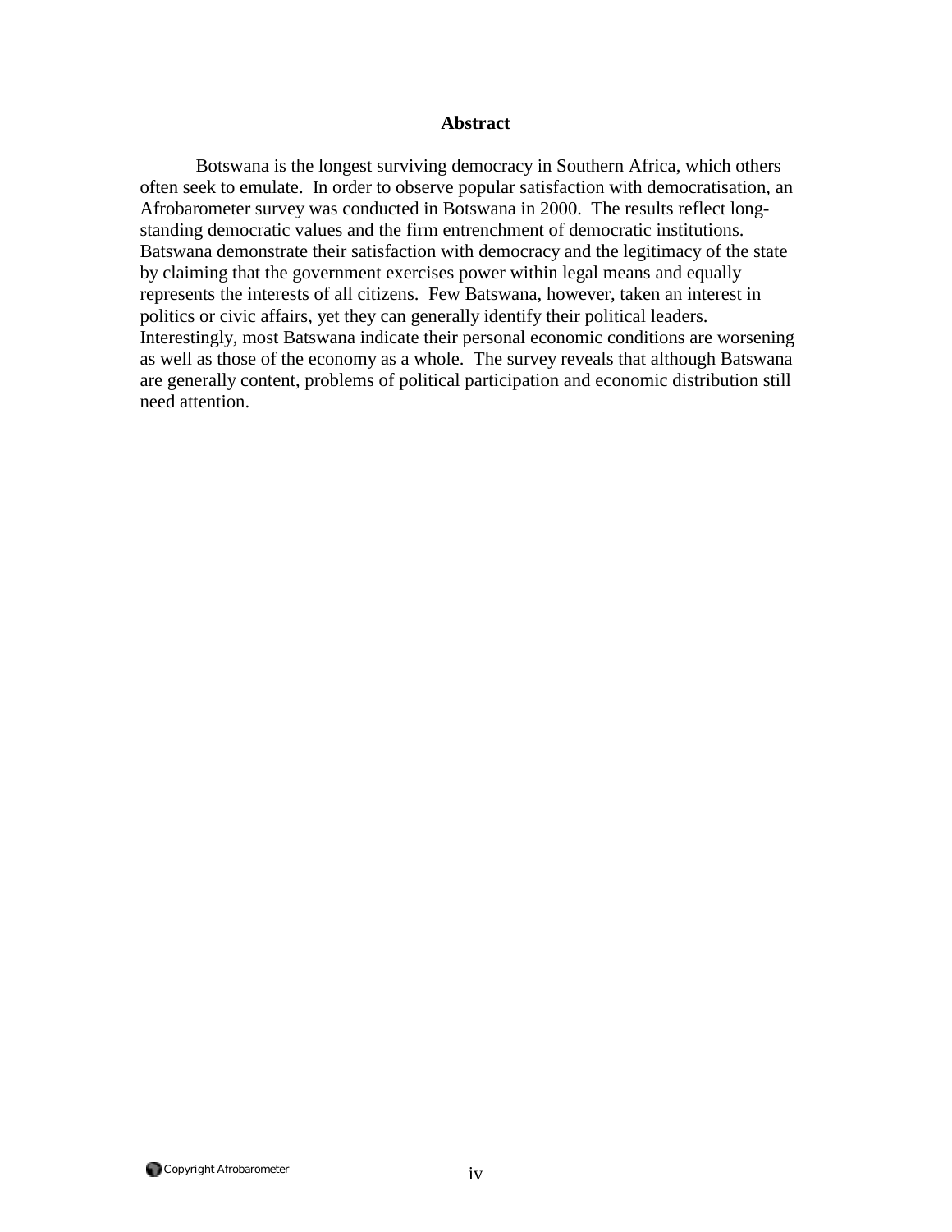## Abstract

Botswana is the longest surviving democracy in Southern Africa, which others often seek to emulate. In order to observe popular satisfaction with democratisation, an Afrobarometer survey was conducted in Botswana in 2000. The results reflect long-standing democratic values and the firm entrenchment of democratic institutions. Batswana demonstrate their satisfaction with democracy and the legitimacy of the state by claiming that the government exercises power within legal means and equally represents the interests of all citizens. Few Batswana, however, taken an interest in politics or civic affairs, yet they can generally identify their political leaders. Interestingly, most Batswana indicate their personal economic conditions are worsening as well as those of the economy as a whole. The survey reveals that although Batswana are generally content, problems of political participation and economic distribution still need attention.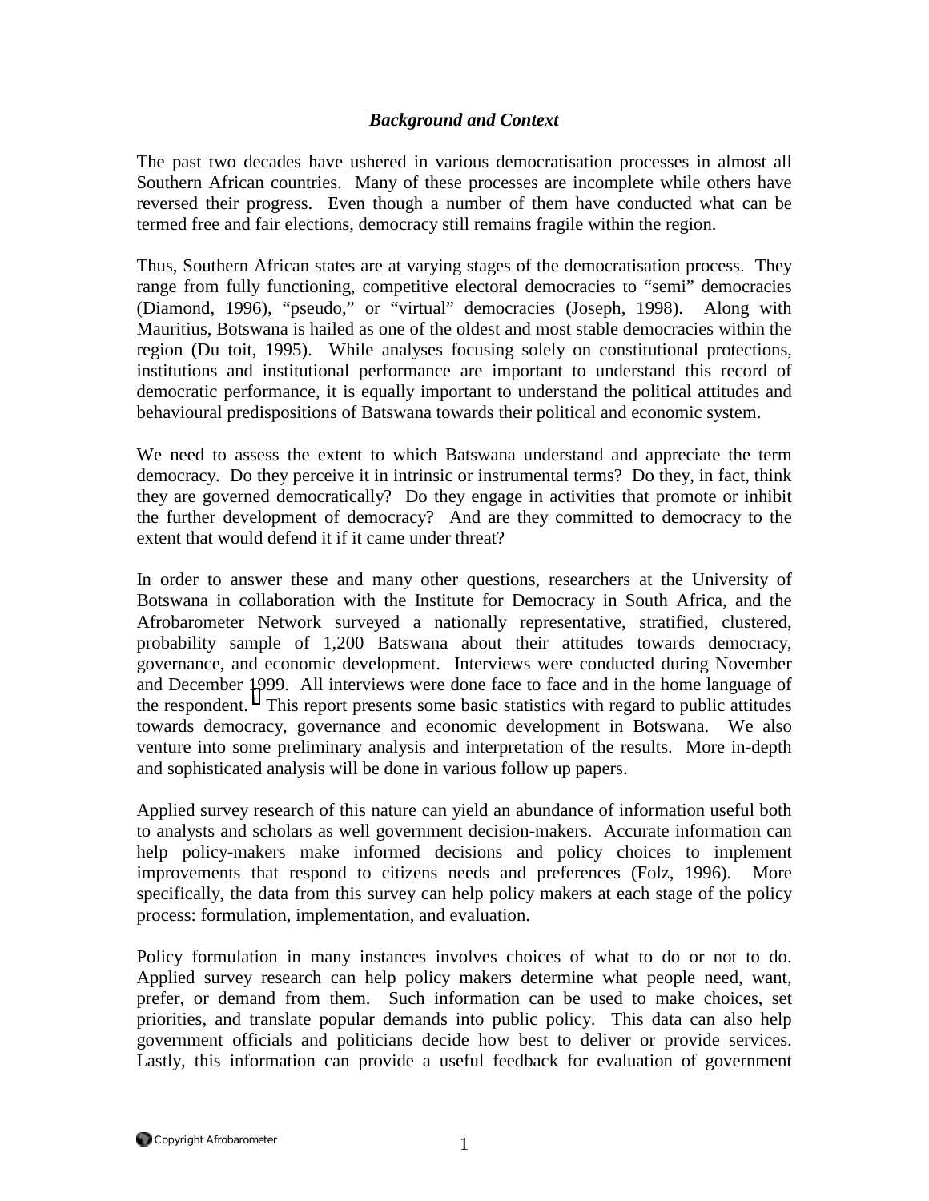***Background and Context***

The past two decades have ushered in various democratisation processes in almost all Southern African countries. Many of these processes are incomplete while others have reversed their progress. Even though a number of them have conducted what can be termed free and fair elections, democracy still remains fragile within the region.

Thus, Southern African states are at varying stages of the democratisation process. They range from fully functioning, competitive electoral democracies to "semi" democracies (Diamond, 1996), "pseudo," or "virtual" democracies (Joseph, 1998). Along with Mauritius, Botswana is hailed as one of the oldest and most stable democracies within the region (Du toit, 1995). While analyses focusing solely on constitutional protections, institutions and institutional performance are important to understand this record of democratic performance, it is equally important to understand the political attitudes and behavioural predispositions of Batswana towards their political and economic system.

We need to assess the extent to which Batswana understand and appreciate the term democracy. Do they perceive it in intrinsic or instrumental terms? Do they, in fact, think they are governed democratically? Do they engage in activities that promote or inhibit the further development of democracy? And are they committed to democracy to the extent that would defend it if it came under threat?

In order to answer these and many other questions, researchers at the University of Botswana in collaboration with the Institute for Democracy in South Africa, and the Afrobarometer Network surveyed a nationally representative, stratified, clustered, probability sample of 1,200 Batswana about their attitudes towards democracy, governance, and economic development. Interviews were conducted during November and December 1999. All interviews were done face to face and in the home language of the respondent.[1] This report presents some basic statistics with regard to public attitudes towards democracy, governance and economic development in Botswana. We also venture into some preliminary analysis and interpretation of the results. More in-depth and sophisticated analysis will be done in various follow up papers.

Applied survey research of this nature can yield an abundance of information useful both to analysts and scholars as well government decision-makers. Accurate information can help policy-makers make informed decisions and policy choices to implement improvements that respond to citizens needs and preferences (Folz, 1996). More specifically, the data from this survey can help policy makers at each stage of the policy process: formulation, implementation, and evaluation.

Policy formulation in many instances involves choices of what to do or not to do. Applied survey research can help policy makers determine what people need, want, prefer, or demand from them. Such information can be used to make choices, set priorities, and translate popular demands into public policy. This data can also help government officials and politicians decide how best to deliver or provide services. Lastly, this information can provide a useful feedback for evaluation of government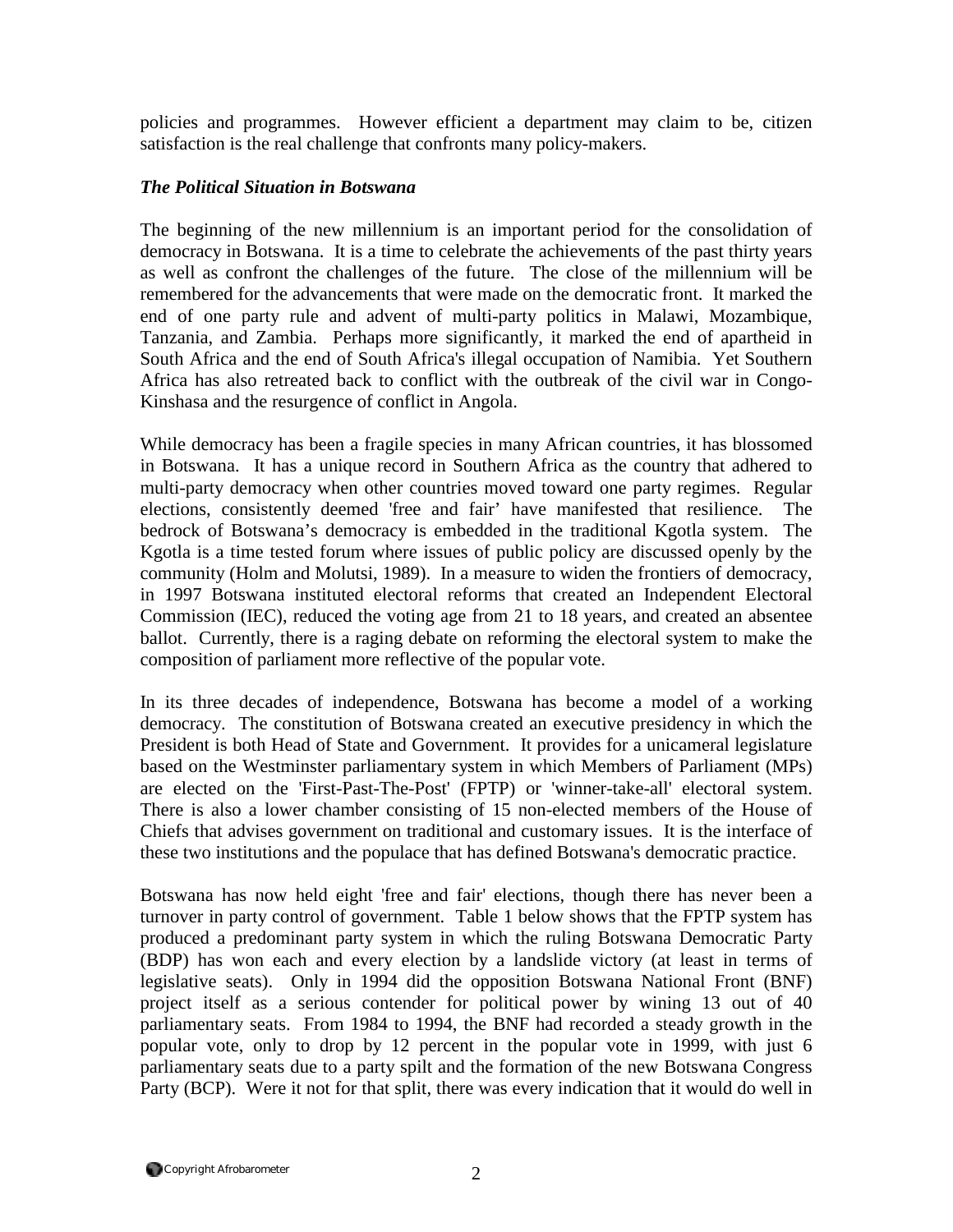policies and programmes. However efficient a department may claim to be, citizen satisfaction is the real challenge that confronts many policy-makers.

### *The Political Situation in Botswana*

The beginning of the new millennium is an important period for the consolidation of democracy in Botswana. It is a time to celebrate the achievements of the past thirty years as well as confront the challenges of the future. The close of the millennium will be remembered for the advancements that were made on the democratic front. It marked the end of one party rule and advent of multi-party politics in Malawi, Mozambique, Tanzania, and Zambia. Perhaps more significantly, it marked the end of apartheid in South Africa and the end of South Africa's illegal occupation of Namibia. Yet Southern Africa has also retreated back to conflict with the outbreak of the civil war in Congo-Kinshasa and the resurgence of conflict in Angola.

While democracy has been a fragile species in many African countries, it has blossomed in Botswana. It has a unique record in Southern Africa as the country that adhered to multi-party democracy when other countries moved toward one party regimes. Regular elections, consistently deemed 'free and fair' have manifested that resilience. The bedrock of Botswana's democracy is embedded in the traditional Kgotla system. The Kgotla is a time tested forum where issues of public policy are discussed openly by the community (Holm and Molutsi, 1989). In a measure to widen the frontiers of democracy, in 1997 Botswana instituted electoral reforms that created an Independent Electoral Commission (IEC), reduced the voting age from 21 to 18 years, and created an absentee ballot. Currently, there is a raging debate on reforming the electoral system to make the composition of parliament more reflective of the popular vote.

In its three decades of independence, Botswana has become a model of a working democracy. The constitution of Botswana created an executive presidency in which the President is both Head of State and Government. It provides for a unicameral legislature based on the Westminster parliamentary system in which Members of Parliament (MPs) are elected on the 'First-Past-The-Post' (FPTP) or 'winner-take-all' electoral system. There is also a lower chamber consisting of 15 non-elected members of the House of Chiefs that advises government on traditional and customary issues. It is the interface of these two institutions and the populace that has defined Botswana's democratic practice.

Botswana has now held eight 'free and fair' elections, though there has never been a turnover in party control of government. Table 1 below shows that the FPTP system has produced a predominant party system in which the ruling Botswana Democratic Party (BDP) has won each and every election by a landslide victory (at least in terms of legislative seats). Only in 1994 did the opposition Botswana National Front (BNF) project itself as a serious contender for political power by wining 13 out of 40 parliamentary seats. From 1984 to 1994, the BNF had recorded a steady growth in the popular vote, only to drop by 12 percent in the popular vote in 1999, with just 6 parliamentary seats due to a party spilt and the formation of the new Botswana Congress Party (BCP). Were it not for that split, there was every indication that it would do well in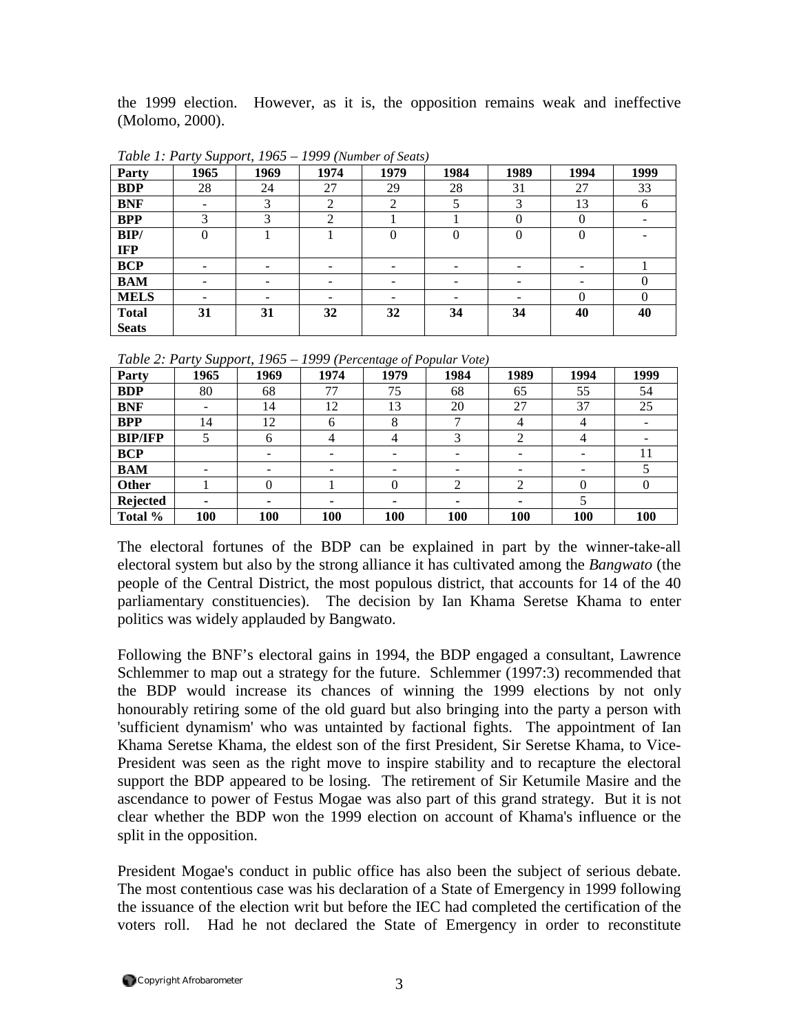the 1999 election. However, as it is, the opposition remains weak and ineffective (Molomo, 2000).

*Table 1: Party Support, 1965 – 1999 (Number of Seats)*

| Party | 1965 | 1969 | 1974 | 1979 | 1984 | 1989 | 1994 | 1999 |
|---|---|---|---|---|---|---|---|---|
| **BDP** | 28 | 24 | 27 | 29 | 28 | 31 | 27 | 33 |
| **BNF** | - | 3 | 2 | 2 | 5 | 3 | 13 | 6 |
| **BPP** | 3 | 3 | 2 | 1 | 1 | 0 | 0 | - |
| **BIP/ IFP** | 0 | 1 | 1 | 0 | 0 | 0 | 0 | - |
| **BCP** | - | - | - | - | - | - | - | 1 |
| **BAM** | - | - | - | - | - | - | - | 0 |
| **MELS** | - | - | - | - | - | - | 0 | 0 |
| **Total Seats** | **31** | **31** | **32** | **32** | **34** | **34** | **40** | **40** |

*Table 2: Party Support, 1965 – 1999 (Percentage of Popular Vote)*

| Party | 1965 | 1969 | 1974 | 1979 | 1984 | 1989 | 1994 | 1999 |
|---|---|---|---|---|---|---|---|---|
| **BDP** | 80 | 68 | 77 | 75 | 68 | 65 | 55 | 54 |
| **BNF** | - | 14 | 12 | 13 | 20 | 27 | 37 | 25 |
| **BPP** | 14 | 12 | 6 | 8 | 7 | 4 | 4 | - |
| **BIP/IFP** | 5 | 6 | 4 | 4 | 3 | 2 | 4 | - |
| **BCP** | | - | - | - | - | - | - | 11 |
| **BAM** | - | - | - | - | - | - | - | 5 |
| **Other** | 1 | 0 | 1 | 0 | 2 | 2 | 0 | 0 |
| **Rejected** | - | - | - | - | - | - | 5 | |
| **Total %** | **100** | **100** | **100** | **100** | **100** | **100** | **100** | **100** |

The electoral fortunes of the BDP can be explained in part by the winner-take-all electoral system but also by the strong alliance it has cultivated among the *Bangwato* (the people of the Central District, the most populous district, that accounts for 14 of the 40 parliamentary constituencies). The decision by Ian Khama Seretse Khama to enter politics was widely applauded by Bangwato.

Following the BNF's electoral gains in 1994, the BDP engaged a consultant, Lawrence Schlemmer to map out a strategy for the future. Schlemmer (1997:3) recommended that the BDP would increase its chances of winning the 1999 elections by not only honourably retiring some of the old guard but also bringing into the party a person with 'sufficient dynamism' who was untainted by factional fights. The appointment of Ian Khama Seretse Khama, the eldest son of the first President, Sir Seretse Khama, to Vice-President was seen as the right move to inspire stability and to recapture the electoral support the BDP appeared to be losing. The retirement of Sir Ketumile Masire and the ascendance to power of Festus Mogae was also part of this grand strategy. But it is not clear whether the BDP won the 1999 election on account of Khama's influence or the split in the opposition.

President Mogae's conduct in public office has also been the subject of serious debate. The most contentious case was his declaration of a State of Emergency in 1999 following the issuance of the election writ but before the IEC had completed the certification of the voters roll. Had he not declared the State of Emergency in order to reconstitute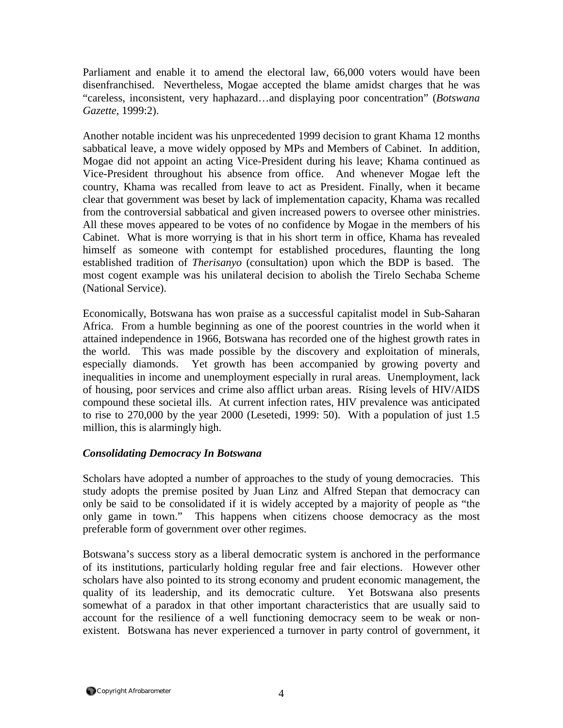Parliament and enable it to amend the electoral law, 66,000 voters would have been disenfranchised. Nevertheless, Mogae accepted the blame amidst charges that he was "careless, inconsistent, very haphazard…and displaying poor concentration" (*Botswana Gazette*, 1999:2).

Another notable incident was his unprecedented 1999 decision to grant Khama 12 months sabbatical leave, a move widely opposed by MPs and Members of Cabinet. In addition, Mogae did not appoint an acting Vice-President during his leave; Khama continued as Vice-President throughout his absence from office. And whenever Mogae left the country, Khama was recalled from leave to act as President. Finally, when it became clear that government was beset by lack of implementation capacity, Khama was recalled from the controversial sabbatical and given increased powers to oversee other ministries. All these moves appeared to be votes of no confidence by Mogae in the members of his Cabinet. What is more worrying is that in his short term in office, Khama has revealed himself as someone with contempt for established procedures, flaunting the long established tradition of *Therisanyo* (consultation) upon which the BDP is based. The most cogent example was his unilateral decision to abolish the Tirelo Sechaba Scheme (National Service).

Economically, Botswana has won praise as a successful capitalist model in Sub-Saharan Africa. From a humble beginning as one of the poorest countries in the world when it attained independence in 1966, Botswana has recorded one of the highest growth rates in the world. This was made possible by the discovery and exploitation of minerals, especially diamonds. Yet growth has been accompanied by growing poverty and inequalities in income and unemployment especially in rural areas. Unemployment, lack of housing, poor services and crime also afflict urban areas. Rising levels of HIV/AIDS compound these societal ills. At current infection rates, HIV prevalence was anticipated to rise to 270,000 by the year 2000 (Lesetedi, 1999: 50). With a population of just 1.5 million, this is alarmingly high.

### *Consolidating Democracy In Botswana*

Scholars have adopted a number of approaches to the study of young democracies. This study adopts the premise posited by Juan Linz and Alfred Stepan that democracy can only be said to be consolidated if it is widely accepted by a majority of people as "the only game in town." This happens when citizens choose democracy as the most preferable form of government over other regimes.

Botswana's success story as a liberal democratic system is anchored in the performance of its institutions, particularly holding regular free and fair elections. However other scholars have also pointed to its strong economy and prudent economic management, the quality of its leadership, and its democratic culture. Yet Botswana also presents somewhat of a paradox in that other important characteristics that are usually said to account for the resilience of a well functioning democracy seem to be weak or non-existent. Botswana has never experienced a turnover in party control of government, it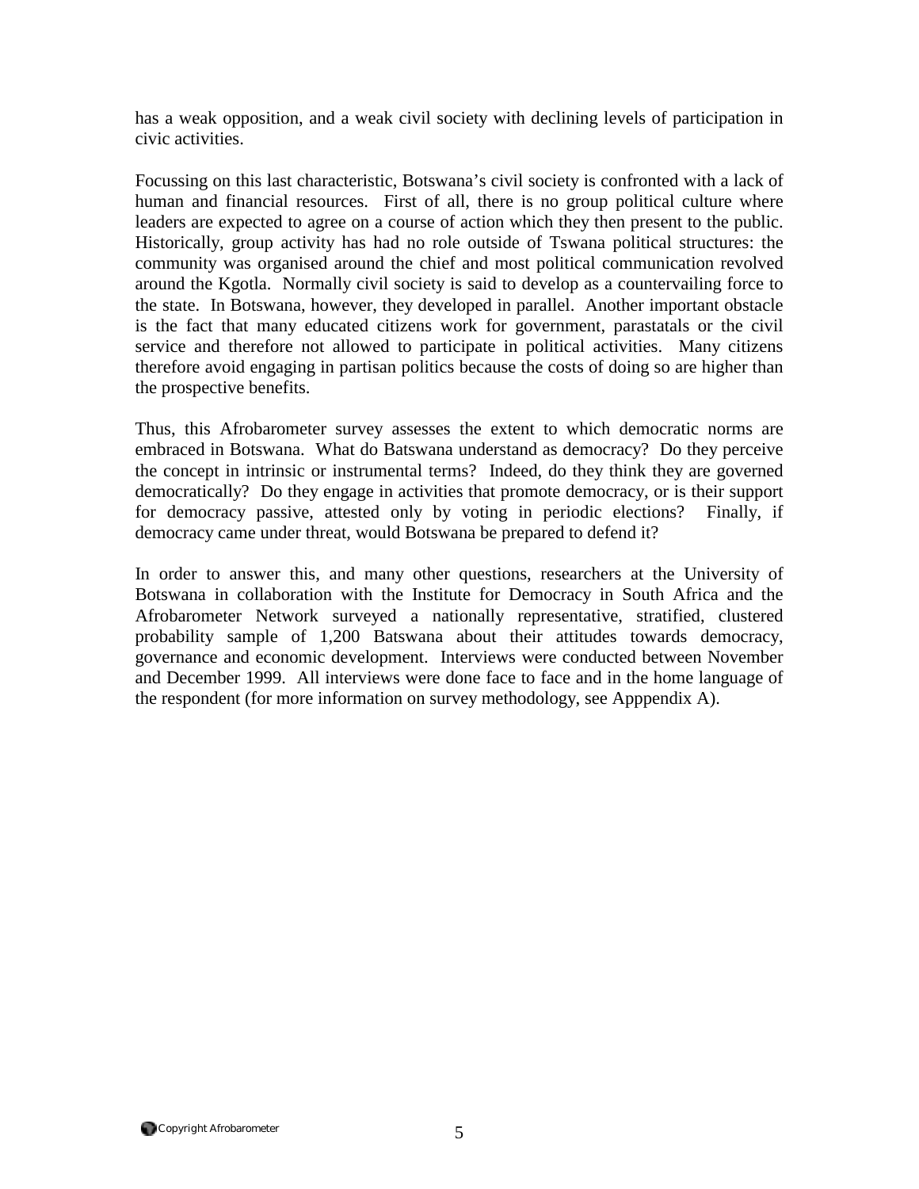has a weak opposition, and a weak civil society with declining levels of participation in civic activities.

Focussing on this last characteristic, Botswana's civil society is confronted with a lack of human and financial resources. First of all, there is no group political culture where leaders are expected to agree on a course of action which they then present to the public. Historically, group activity has had no role outside of Tswana political structures: the community was organised around the chief and most political communication revolved around the Kgotla. Normally civil society is said to develop as a countervailing force to the state. In Botswana, however, they developed in parallel. Another important obstacle is the fact that many educated citizens work for government, parastatals or the civil service and therefore not allowed to participate in political activities. Many citizens therefore avoid engaging in partisan politics because the costs of doing so are higher than the prospective benefits.

Thus, this Afrobarometer survey assesses the extent to which democratic norms are embraced in Botswana. What do Batswana understand as democracy? Do they perceive the concept in intrinsic or instrumental terms? Indeed, do they think they are governed democratically? Do they engage in activities that promote democracy, or is their support for democracy passive, attested only by voting in periodic elections? Finally, if democracy came under threat, would Botswana be prepared to defend it?

In order to answer this, and many other questions, researchers at the University of Botswana in collaboration with the Institute for Democracy in South Africa and the Afrobarometer Network surveyed a nationally representative, stratified, clustered probability sample of 1,200 Batswana about their attitudes towards democracy, governance and economic development. Interviews were conducted between November and December 1999. All interviews were done face to face and in the home language of the respondent (for more information on survey methodology, see Apppendix A).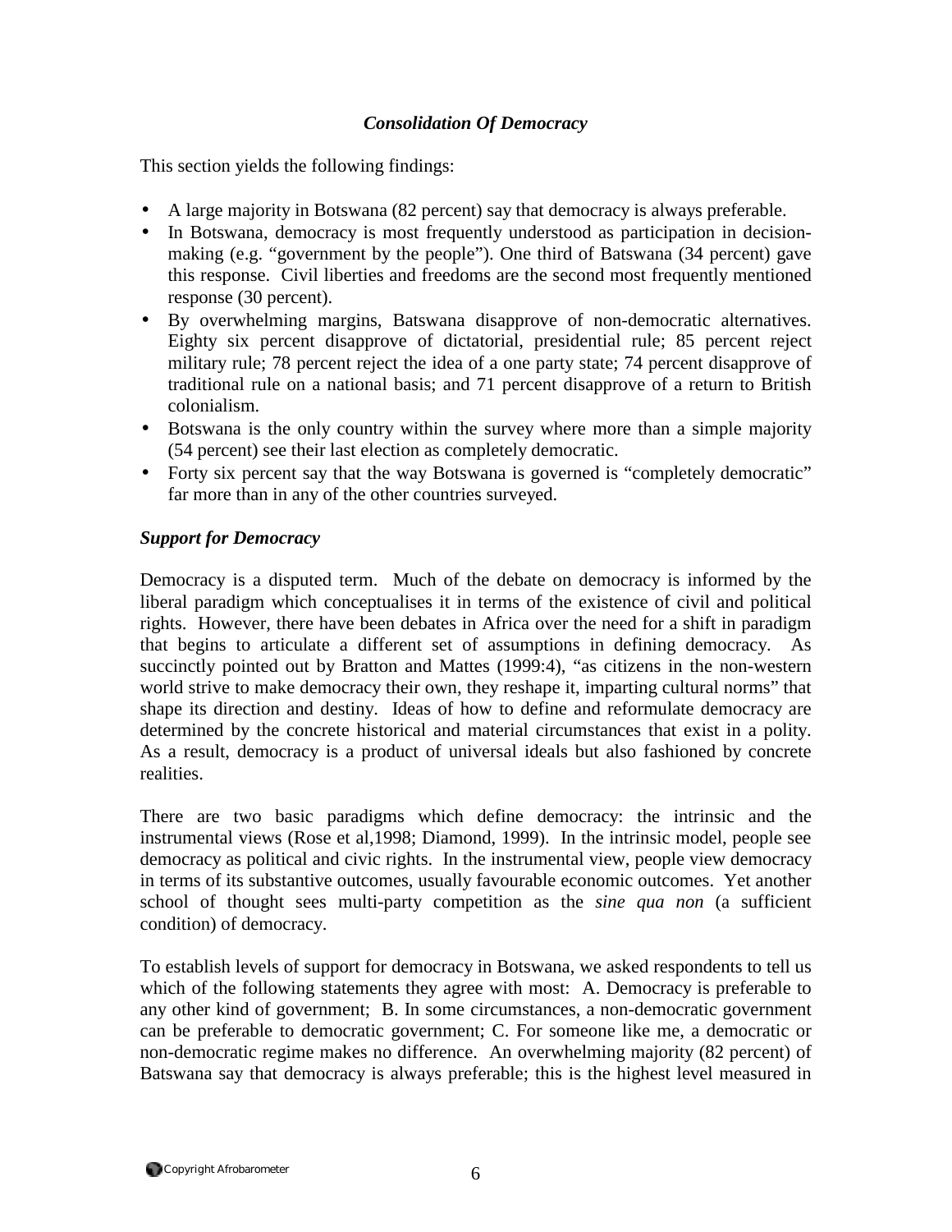### *Consolidation Of Democracy*

This section yields the following findings:

- A large majority in Botswana (82 percent) say that democracy is always preferable.
- In Botswana, democracy is most frequently understood as participation in decision-making (e.g. "government by the people"). One third of Batswana (34 percent) gave this response. Civil liberties and freedoms are the second most frequently mentioned response (30 percent).
- By overwhelming margins, Batswana disapprove of non-democratic alternatives. Eighty six percent disapprove of dictatorial, presidential rule; 85 percent reject military rule; 78 percent reject the idea of a one party state; 74 percent disapprove of traditional rule on a national basis; and 71 percent disapprove of a return to British colonialism.
- Botswana is the only country within the survey where more than a simple majority (54 percent) see their last election as completely democratic.
- Forty six percent say that the way Botswana is governed is "completely democratic" far more than in any of the other countries surveyed.

### *Support for Democracy*

Democracy is a disputed term. Much of the debate on democracy is informed by the liberal paradigm which conceptualises it in terms of the existence of civil and political rights. However, there have been debates in Africa over the need for a shift in paradigm that begins to articulate a different set of assumptions in defining democracy. As succinctly pointed out by Bratton and Mattes (1999:4), "as citizens in the non-western world strive to make democracy their own, they reshape it, imparting cultural norms" that shape its direction and destiny. Ideas of how to define and reformulate democracy are determined by the concrete historical and material circumstances that exist in a polity. As a result, democracy is a product of universal ideals but also fashioned by concrete realities.

There are two basic paradigms which define democracy: the intrinsic and the instrumental views (Rose et al,1998; Diamond, 1999). In the intrinsic model, people see democracy as political and civic rights. In the instrumental view, people view democracy in terms of its substantive outcomes, usually favourable economic outcomes. Yet another school of thought sees multi-party competition as the *sine qua non* (a sufficient condition) of democracy.

To establish levels of support for democracy in Botswana, we asked respondents to tell us which of the following statements they agree with most: A. Democracy is preferable to any other kind of government; B. In some circumstances, a non-democratic government can be preferable to democratic government; C. For someone like me, a democratic or non-democratic regime makes no difference. An overwhelming majority (82 percent) of Batswana say that democracy is always preferable; this is the highest level measured in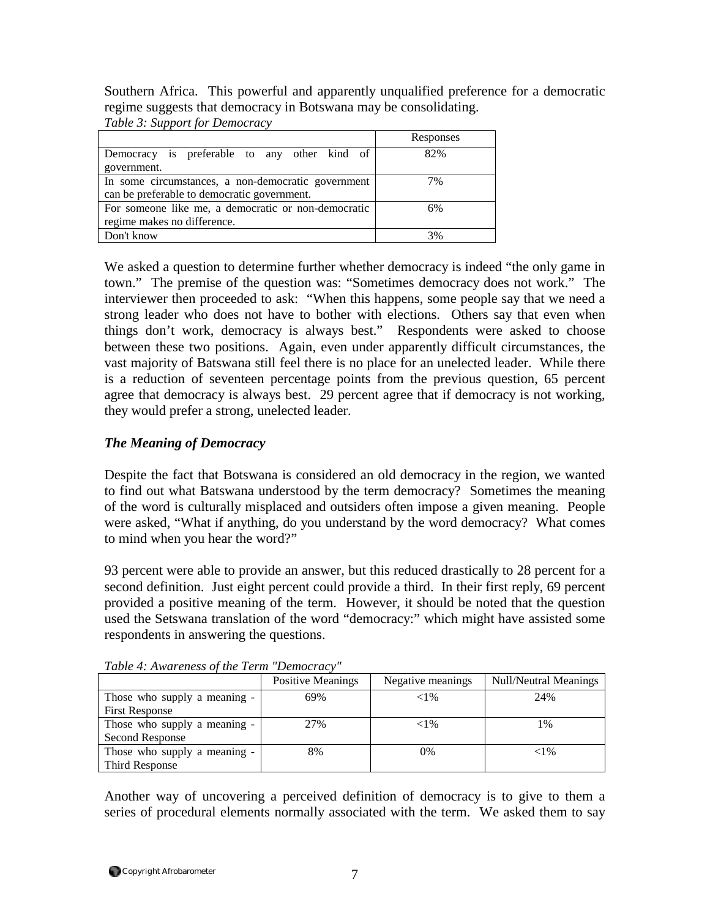Southern Africa. This powerful and apparently unqualified preference for a democratic regime suggests that democracy in Botswana may be consolidating.

*Table 3: Support for Democracy*

| | Responses |
|---|---|
| Democracy is preferable to any other kind of government. | 82% |
| In some circumstances, a non-democratic government can be preferable to democratic government. | 7% |
| For someone like me, a democratic or non-democratic regime makes no difference. | 6% |
| Don't know | 3% |

We asked a question to determine further whether democracy is indeed "the only game in town." The premise of the question was: "Sometimes democracy does not work." The interviewer then proceeded to ask: "When this happens, some people say that we need a strong leader who does not have to bother with elections. Others say that even when things don't work, democracy is always best." Respondents were asked to choose between these two positions. Again, even under apparently difficult circumstances, the vast majority of Batswana still feel there is no place for an unelected leader. While there is a reduction of seventeen percentage points from the previous question, 65 percent agree that democracy is always best. 29 percent agree that if democracy is not working, they would prefer a strong, unelected leader.

### *The Meaning of Democracy*

Despite the fact that Botswana is considered an old democracy in the region, we wanted to find out what Batswana understood by the term democracy? Sometimes the meaning of the word is culturally misplaced and outsiders often impose a given meaning. People were asked, "What if anything, do you understand by the word democracy? What comes to mind when you hear the word?"

93 percent were able to provide an answer, but this reduced drastically to 28 percent for a second definition. Just eight percent could provide a third. In their first reply, 69 percent provided a positive meaning of the term. However, it should be noted that the question used the Setswana translation of the word "democracy:" which might have assisted some respondents in answering the questions.

*Table 4: Awareness of the Term "Democracy"*

| | Positive Meanings | Negative meanings | Null/Neutral Meanings |
|---|---|---|---|
| Those who supply a meaning - First Response | 69% | <1% | 24% |
| Those who supply a meaning - Second Response | 27% | <1% | 1% |
| Those who supply a meaning - Third Response | 8% | 0% | <1% |

Another way of uncovering a perceived definition of democracy is to give to them a series of procedural elements normally associated with the term. We asked them to say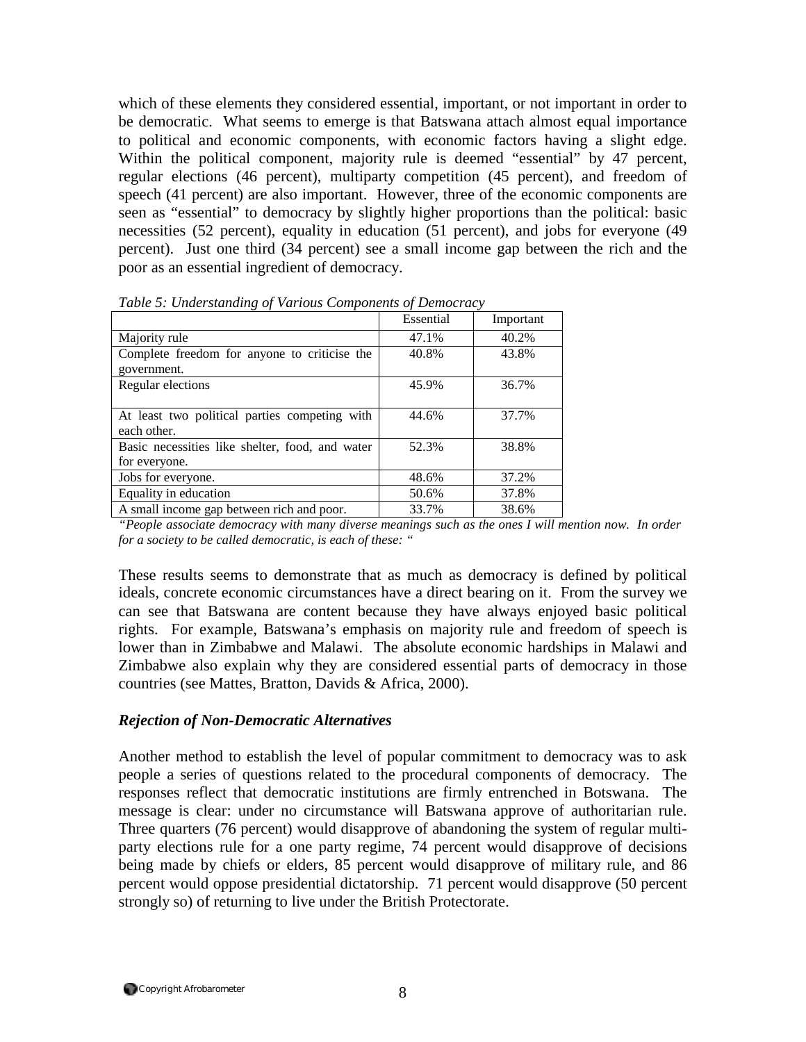which of these elements they considered essential, important, or not important in order to be democratic. What seems to emerge is that Batswana attach almost equal importance to political and economic components, with economic factors having a slight edge. Within the political component, majority rule is deemed "essential" by 47 percent, regular elections (46 percent), multiparty competition (45 percent), and freedom of speech (41 percent) are also important. However, three of the economic components are seen as "essential" to democracy by slightly higher proportions than the political: basic necessities (52 percent), equality in education (51 percent), and jobs for everyone (49 percent). Just one third (34 percent) see a small income gap between the rich and the poor as an essential ingredient of democracy.

*Table 5: Understanding of Various Components of Democracy*

| | Essential | Important |
|---|---|---|
| Majority rule | 47.1% | 40.2% |
| Complete freedom for anyone to criticise the government. | 40.8% | 43.8% |
| Regular elections | 45.9% | 36.7% |
| At least two political parties competing with each other. | 44.6% | 37.7% |
| Basic necessities like shelter, food, and water for everyone. | 52.3% | 38.8% |
| Jobs for everyone. | 48.6% | 37.2% |
| Equality in education | 50.6% | 37.8% |
| A small income gap between rich and poor. | 33.7% | 38.6% |

*"People associate democracy with many diverse meanings such as the ones I will mention now. In order for a society to be called democratic, is each of these: "*

These results seems to demonstrate that as much as democracy is defined by political ideals, concrete economic circumstances have a direct bearing on it. From the survey we can see that Batswana are content because they have always enjoyed basic political rights. For example, Batswana's emphasis on majority rule and freedom of speech is lower than in Zimbabwe and Malawi. The absolute economic hardships in Malawi and Zimbabwe also explain why they are considered essential parts of democracy in those countries (see Mattes, Bratton, Davids & Africa, 2000).

### *Rejection of Non-Democratic Alternatives*

Another method to establish the level of popular commitment to democracy was to ask people a series of questions related to the procedural components of democracy. The responses reflect that democratic institutions are firmly entrenched in Botswana. The message is clear: under no circumstance will Batswana approve of authoritarian rule. Three quarters (76 percent) would disapprove of abandoning the system of regular multi-party elections rule for a one party regime, 74 percent would disapprove of decisions being made by chiefs or elders, 85 percent would disapprove of military rule, and 86 percent would oppose presidential dictatorship. 71 percent would disapprove (50 percent strongly so) of returning to live under the British Protectorate.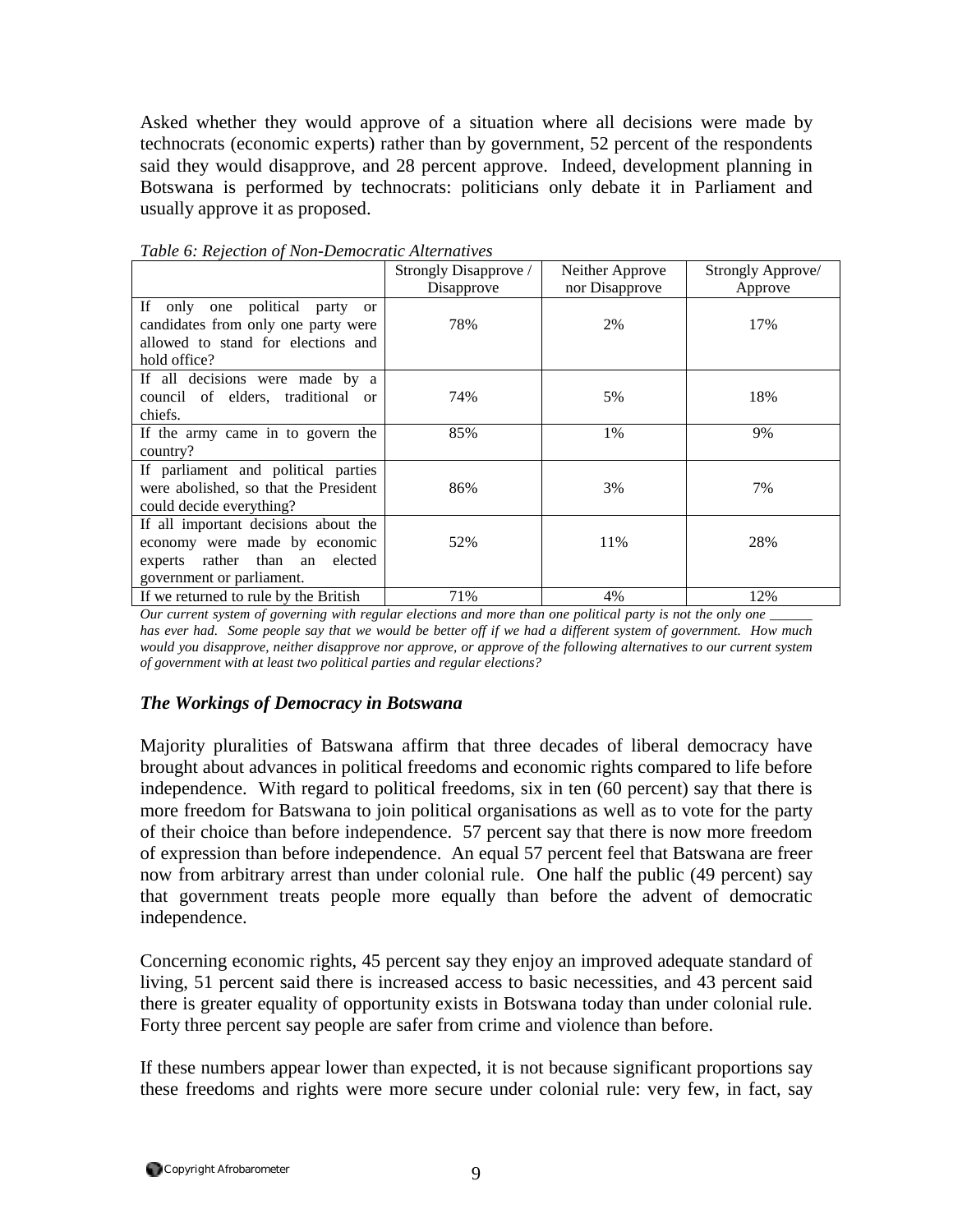Asked whether they would approve of a situation where all decisions were made by technocrats (economic experts) rather than by government, 52 percent of the respondents said they would disapprove, and 28 percent approve. Indeed, development planning in Botswana is performed by technocrats: politicians only debate it in Parliament and usually approve it as proposed.

*Table 6: Rejection of Non-Democratic Alternatives*

| | Strongly Disapprove / Disapprove | Neither Approve nor Disapprove | Strongly Approve/ Approve |
|---|---|---|---|
| If only one political party or candidates from only one party were allowed to stand for elections and hold office? | 78% | 2% | 17% |
| If all decisions were made by a council of elders, traditional or chiefs. | 74% | 5% | 18% |
| If the army came in to govern the country? | 85% | 1% | 9% |
| If parliament and political parties were abolished, so that the President could decide everything? | 86% | 3% | 7% |
| If all important decisions about the economy were made by economic experts rather than an elected government or parliament. | 52% | 11% | 28% |
| If we returned to rule by the British | 71% | 4% | 12% |

*Our current system of governing with regular elections and more than one political party is not the only one ______ has ever had. Some people say that we would be better off if we had a different system of government. How much would you disapprove, neither disapprove nor approve, or approve of the following alternatives to our current system of government with at least two political parties and regular elections?*

### *The Workings of Democracy in Botswana*

Majority pluralities of Batswana affirm that three decades of liberal democracy have brought about advances in political freedoms and economic rights compared to life before independence. With regard to political freedoms, six in ten (60 percent) say that there is more freedom for Batswana to join political organisations as well as to vote for the party of their choice than before independence. 57 percent say that there is now more freedom of expression than before independence. An equal 57 percent feel that Batswana are freer now from arbitrary arrest than under colonial rule. One half the public (49 percent) say that government treats people more equally than before the advent of democratic independence.

Concerning economic rights, 45 percent say they enjoy an improved adequate standard of living, 51 percent said there is increased access to basic necessities, and 43 percent said there is greater equality of opportunity exists in Botswana today than under colonial rule. Forty three percent say people are safer from crime and violence than before.

If these numbers appear lower than expected, it is not because significant proportions say these freedoms and rights were more secure under colonial rule: very few, in fact, say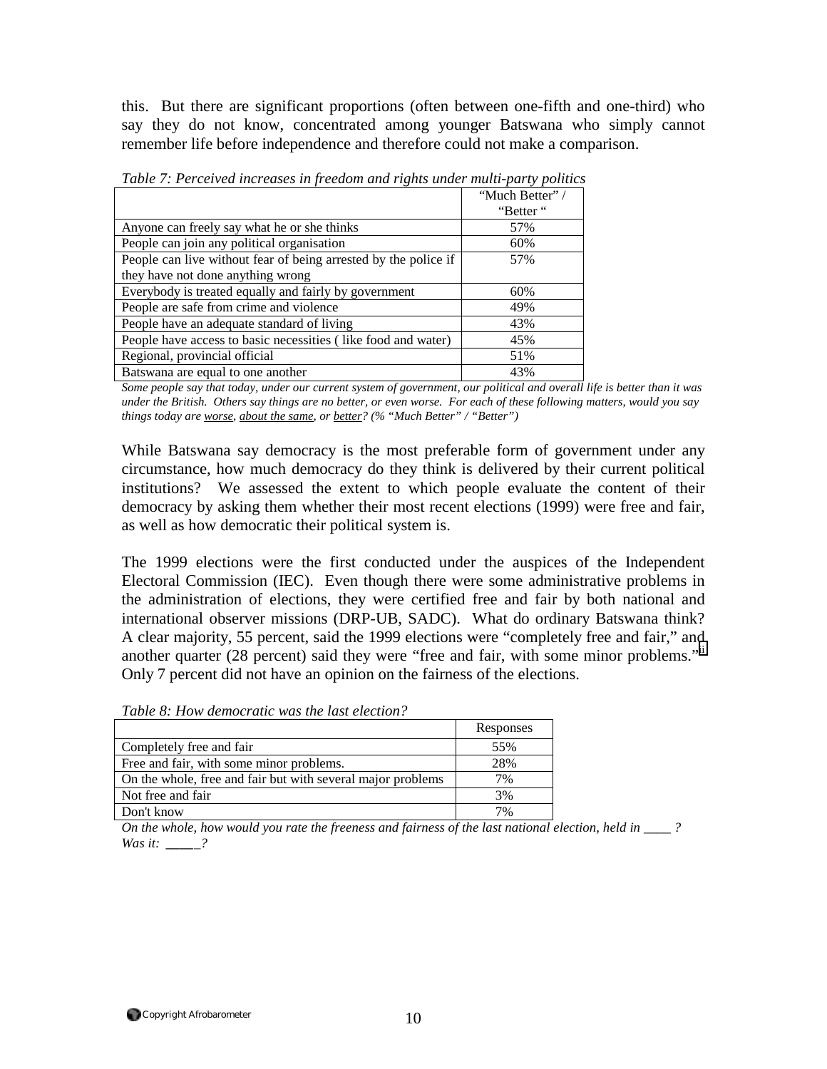this. But there are significant proportions (often between one-fifth and one-third) who say they do not know, concentrated among younger Batswana who simply cannot remember life before independence and therefore could not make a comparison.

*Table 7: Perceived increases in freedom and rights under multi-party politics*

| | "Much Better" / "Better " |
|---|---|
| Anyone can freely say what he or she thinks | 57% |
| People can join any political organisation | 60% |
| People can live without fear of being arrested by the police if they have not done anything wrong | 57% |
| Everybody is treated equally and fairly by government | 60% |
| People are safe from crime and violence | 49% |
| People have an adequate standard of living | 43% |
| People have access to basic necessities ( like food and water) | 45% |
| Regional, provincial official | 51% |
| Batswana are equal to one another | 43% |

*Some people say that today, under our current system of government, our political and overall life is better than it was under the British. Others say things are no better, or even worse. For each of these following matters, would you say things today are worse, about the same, or better? (% "Much Better" / "Better")*

While Batswana say democracy is the most preferable form of government under any circumstance, how much democracy do they think is delivered by their current political institutions? We assessed the extent to which people evaluate the content of their democracy by asking them whether their most recent elections (1999) were free and fair, as well as how democratic their political system is.

The 1999 elections were the first conducted under the auspices of the Independent Electoral Commission (IEC). Even though there were some administrative problems in the administration of elections, they were certified free and fair by both national and international observer missions (DRP-UB, SADC). What do ordinary Batswana think? A clear majority, 55 percent, said the 1999 elections were "completely free and fair," and another quarter (28 percent) said they were "free and fair, with some minor problems."[ii] Only 7 percent did not have an opinion on the fairness of the elections.

*Table 8: How democratic was the last election?*

| | Responses |
|---|---|
| Completely free and fair | 55% |
| Free and fair, with some minor problems. | 28% |
| On the whole, free and fair but with several major problems | 7% |
| Not free and fair | 3% |
| Don't know | 7% |

*On the whole, how would you rate the freeness and fairness of the last national election, held in ____ ? Was it: _____?*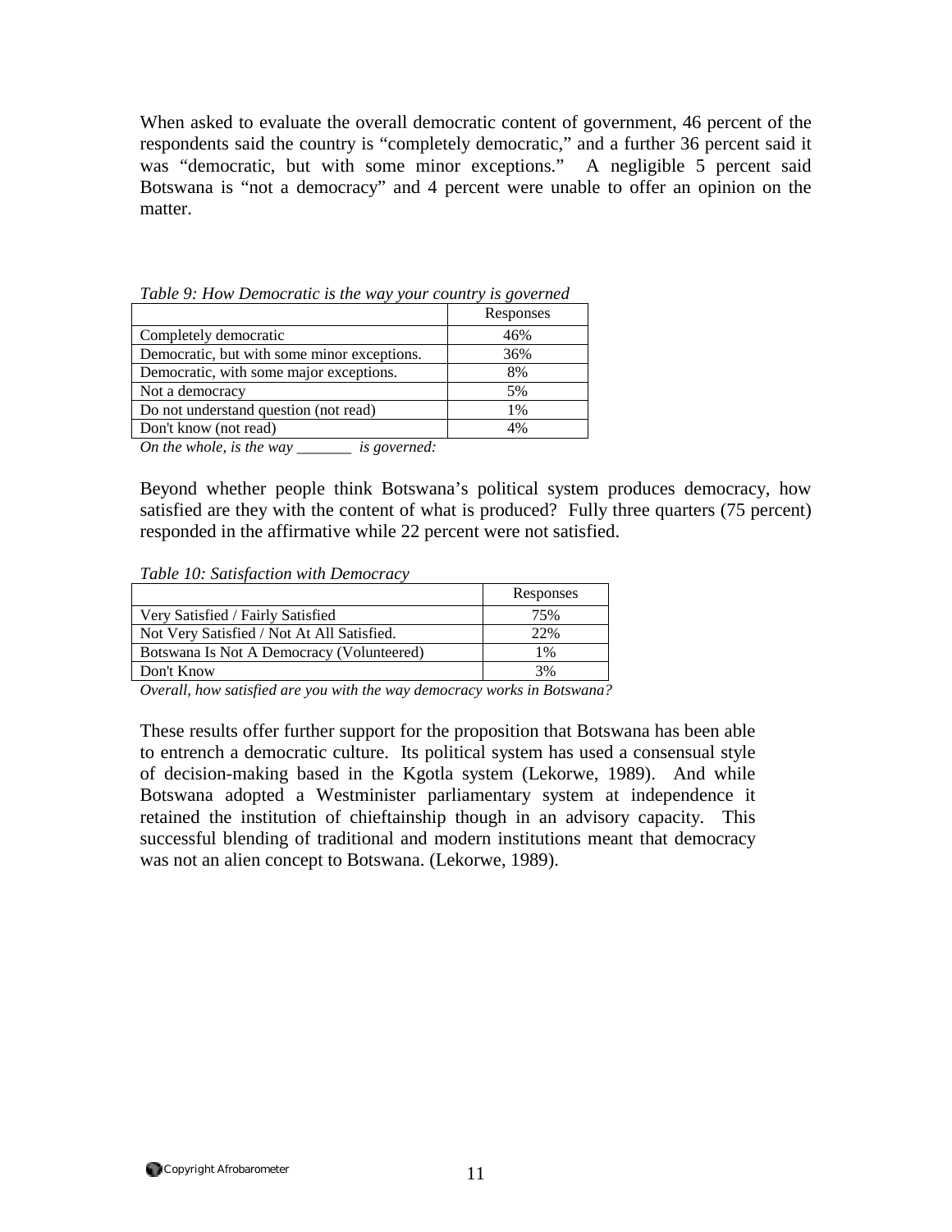When asked to evaluate the overall democratic content of government, 46 percent of the respondents said the country is "completely democratic," and a further 36 percent said it was "democratic, but with some minor exceptions." A negligible 5 percent said Botswana is "not a democracy" and 4 percent were unable to offer an opinion on the matter.

*Table 9: How Democratic is the way your country is governed*

| | Responses |
|---|---|
| Completely democratic | 46% |
| Democratic, but with some minor exceptions. | 36% |
| Democratic, with some major exceptions. | 8% |
| Not a democracy | 5% |
| Do not understand question (not read) | 1% |
| Don't know (not read) | 4% |

*On the whole, is the way _______ is governed:*

Beyond whether people think Botswana's political system produces democracy, how satisfied are they with the content of what is produced? Fully three quarters (75 percent) responded in the affirmative while 22 percent were not satisfied.

*Table 10: Satisfaction with Democracy*

| | Responses |
|---|---|
| Very Satisfied / Fairly Satisfied | 75% |
| Not Very Satisfied / Not At All Satisfied. | 22% |
| Botswana Is Not A Democracy (Volunteered) | 1% |
| Don't Know | 3% |

*Overall, how satisfied are you with the way democracy works in Botswana?*

These results offer further support for the proposition that Botswana has been able to entrench a democratic culture. Its political system has used a consensual style of decision-making based in the Kgotla system (Lekorwe, 1989). And while Botswana adopted a Westminister parliamentary system at independence it retained the institution of chieftainship though in an advisory capacity. This successful blending of traditional and modern institutions meant that democracy was not an alien concept to Botswana. (Lekorwe, 1989).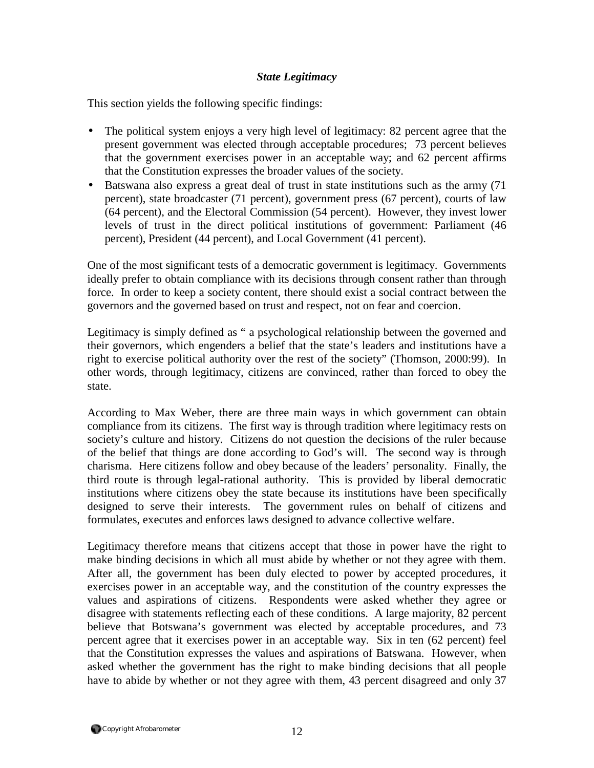### *State Legitimacy*

This section yields the following specific findings:

- The political system enjoys a very high level of legitimacy: 82 percent agree that the present government was elected through acceptable procedures; 73 percent believes that the government exercises power in an acceptable way; and 62 percent affirms that the Constitution expresses the broader values of the society.
- Batswana also express a great deal of trust in state institutions such as the army (71 percent), state broadcaster (71 percent), government press (67 percent), courts of law (64 percent), and the Electoral Commission (54 percent). However, they invest lower levels of trust in the direct political institutions of government: Parliament (46 percent), President (44 percent), and Local Government (41 percent).

One of the most significant tests of a democratic government is legitimacy. Governments ideally prefer to obtain compliance with its decisions through consent rather than through force. In order to keep a society content, there should exist a social contract between the governors and the governed based on trust and respect, not on fear and coercion.

Legitimacy is simply defined as " a psychological relationship between the governed and their governors, which engenders a belief that the state's leaders and institutions have a right to exercise political authority over the rest of the society" (Thomson, 2000:99). In other words, through legitimacy, citizens are convinced, rather than forced to obey the state.

According to Max Weber, there are three main ways in which government can obtain compliance from its citizens. The first way is through tradition where legitimacy rests on society's culture and history. Citizens do not question the decisions of the ruler because of the belief that things are done according to God's will. The second way is through charisma. Here citizens follow and obey because of the leaders' personality. Finally, the third route is through legal-rational authority. This is provided by liberal democratic institutions where citizens obey the state because its institutions have been specifically designed to serve their interests. The government rules on behalf of citizens and formulates, executes and enforces laws designed to advance collective welfare.

Legitimacy therefore means that citizens accept that those in power have the right to make binding decisions in which all must abide by whether or not they agree with them. After all, the government has been duly elected to power by accepted procedures, it exercises power in an acceptable way, and the constitution of the country expresses the values and aspirations of citizens. Respondents were asked whether they agree or disagree with statements reflecting each of these conditions. A large majority, 82 percent believe that Botswana's government was elected by acceptable procedures, and 73 percent agree that it exercises power in an acceptable way. Six in ten (62 percent) feel that the Constitution expresses the values and aspirations of Batswana. However, when asked whether the government has the right to make binding decisions that all people have to abide by whether or not they agree with them, 43 percent disagreed and only 37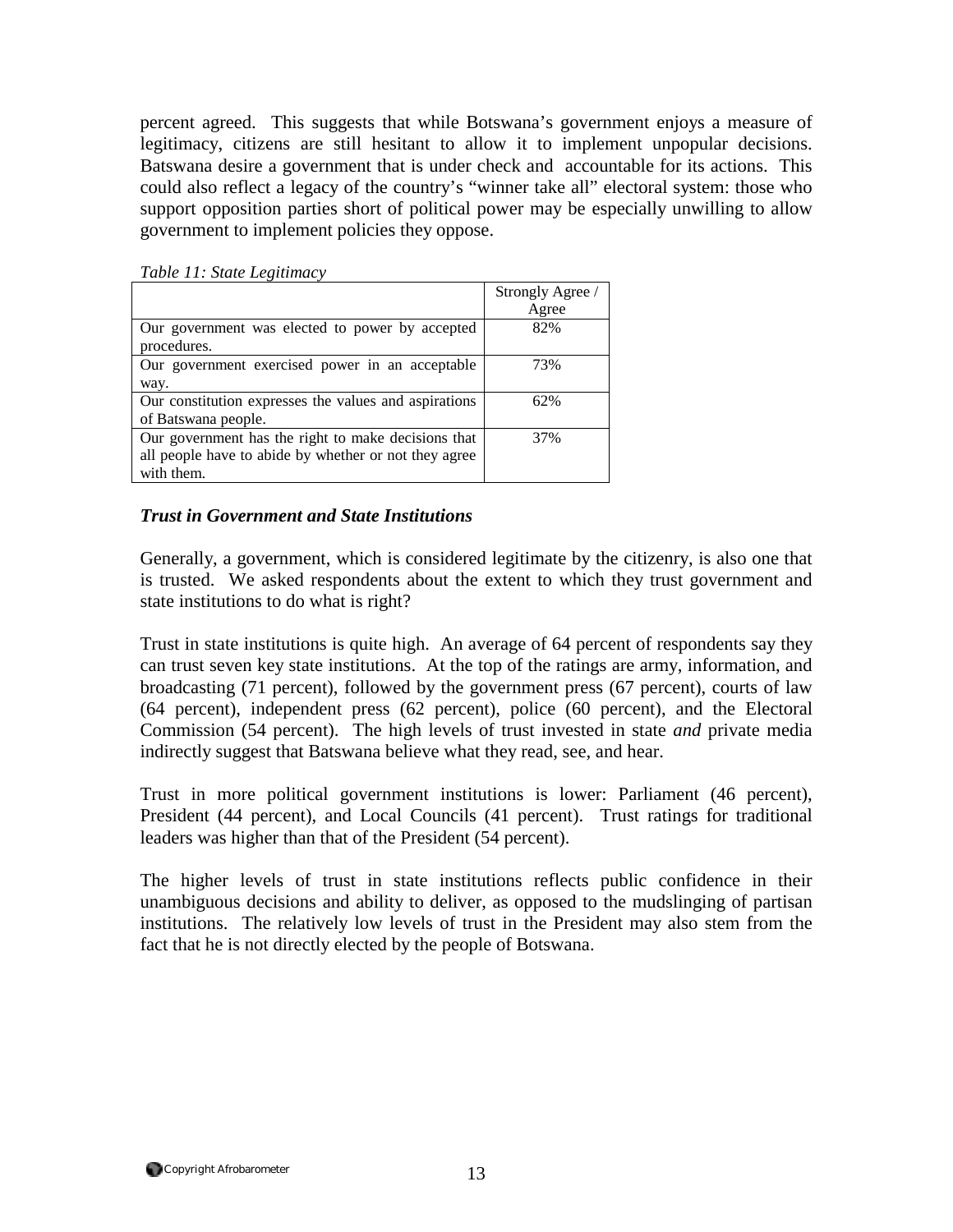percent agreed. This suggests that while Botswana's government enjoys a measure of legitimacy, citizens are still hesitant to allow it to implement unpopular decisions. Batswana desire a government that is under check and accountable for its actions. This could also reflect a legacy of the country's "winner take all" electoral system: those who support opposition parties short of political power may be especially unwilling to allow government to implement policies they oppose.

*Table 11: State Legitimacy*

| | Strongly Agree / Agree |
|---|---|
| Our government was elected to power by accepted procedures. | 82% |
| Our government exercised power in an acceptable way. | 73% |
| Our constitution expresses the values and aspirations of Batswana people. | 62% |
| Our government has the right to make decisions that all people have to abide by whether or not they agree with them. | 37% |

***Trust in Government and State Institutions***

Generally, a government, which is considered legitimate by the citizenry, is also one that is trusted. We asked respondents about the extent to which they trust government and state institutions to do what is right?

Trust in state institutions is quite high. An average of 64 percent of respondents say they can trust seven key state institutions. At the top of the ratings are army, information, and broadcasting (71 percent), followed by the government press (67 percent), courts of law (64 percent), independent press (62 percent), police (60 percent), and the Electoral Commission (54 percent). The high levels of trust invested in state *and* private media indirectly suggest that Batswana believe what they read, see, and hear.

Trust in more political government institutions is lower: Parliament (46 percent), President (44 percent), and Local Councils (41 percent). Trust ratings for traditional leaders was higher than that of the President (54 percent).

The higher levels of trust in state institutions reflects public confidence in their unambiguous decisions and ability to deliver, as opposed to the mudslinging of partisan institutions. The relatively low levels of trust in the President may also stem from the fact that he is not directly elected by the people of Botswana.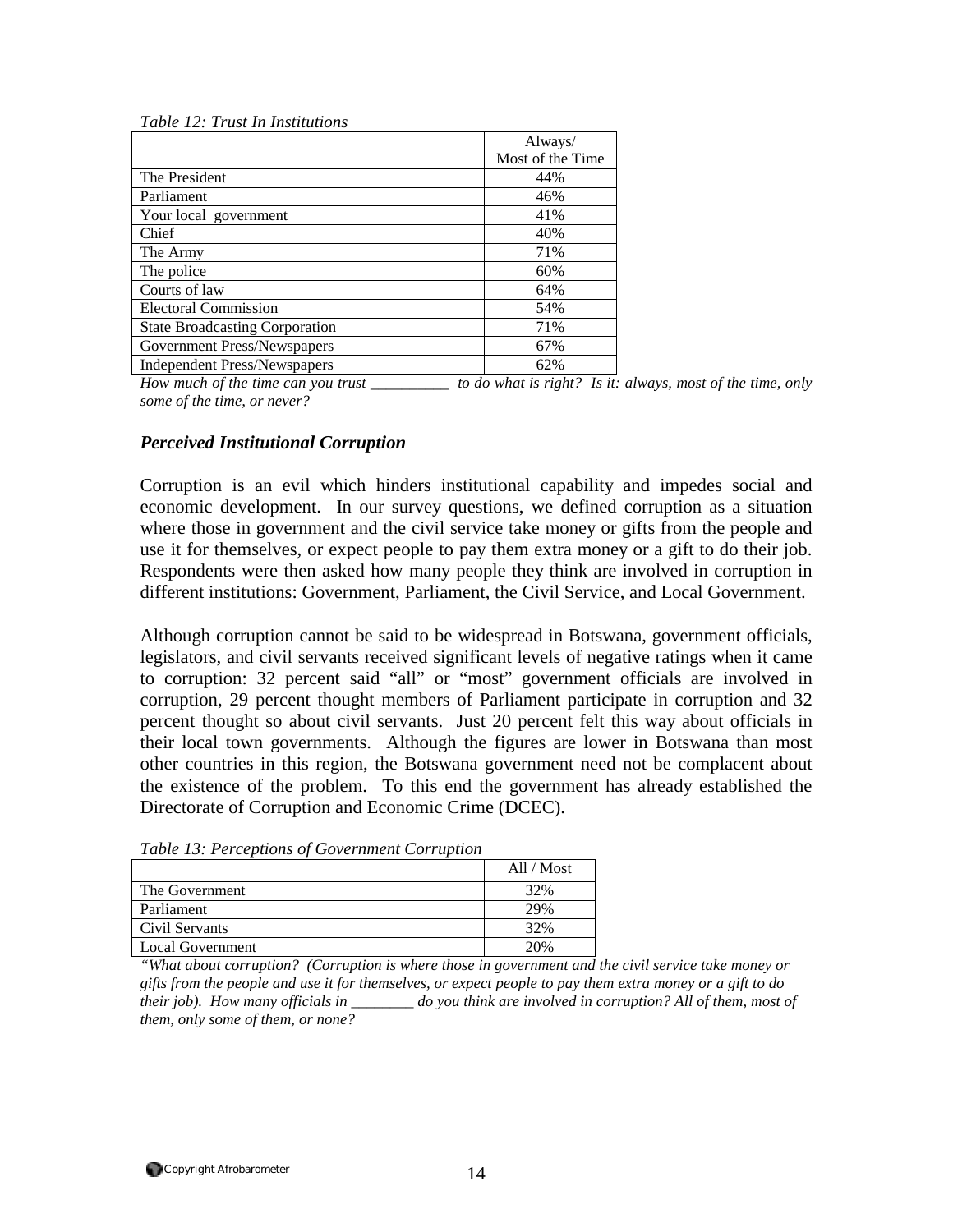*Table 12: Trust In Institutions*

| | Always/ Most of the Time |
|---|---|
| The President | 44% |
| Parliament | 46% |
| Your local government | 41% |
| Chief | 40% |
| The Army | 71% |
| The police | 60% |
| Courts of law | 64% |
| Electoral Commission | 54% |
| State Broadcasting Corporation | 71% |
| Government Press/Newspapers | 67% |
| Independent Press/Newspapers | 62% |

*How much of the time can you trust __________ to do what is right? Is it: always, most of the time, only some of the time, or never?*

### *Perceived Institutional Corruption*

Corruption is an evil which hinders institutional capability and impedes social and economic development. In our survey questions, we defined corruption as a situation where those in government and the civil service take money or gifts from the people and use it for themselves, or expect people to pay them extra money or a gift to do their job. Respondents were then asked how many people they think are involved in corruption in different institutions: Government, Parliament, the Civil Service, and Local Government.

Although corruption cannot be said to be widespread in Botswana, government officials, legislators, and civil servants received significant levels of negative ratings when it came to corruption: 32 percent said "all" or "most" government officials are involved in corruption, 29 percent thought members of Parliament participate in corruption and 32 percent thought so about civil servants. Just 20 percent felt this way about officials in their local town governments. Although the figures are lower in Botswana than most other countries in this region, the Botswana government need not be complacent about the existence of the problem. To this end the government has already established the Directorate of Corruption and Economic Crime (DCEC).

*Table 13: Perceptions of Government Corruption*

| | All / Most |
|---|---|
| The Government | 32% |
| Parliament | 29% |
| Civil Servants | 32% |
| Local Government | 20% |

*"What about corruption? (Corruption is where those in government and the civil service take money or gifts from the people and use it for themselves, or expect people to pay them extra money or a gift to do their job). How many officials in ________ do you think are involved in corruption? All of them, most of them, only some of them, or none?*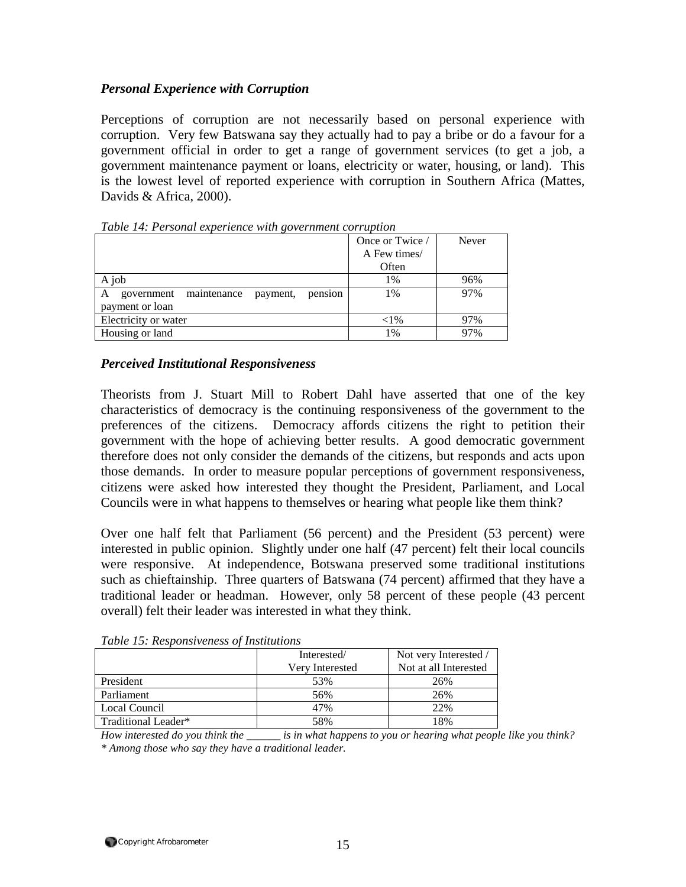### *Personal Experience with Corruption*

Perceptions of corruption are not necessarily based on personal experience with corruption. Very few Batswana say they actually had to pay a bribe or do a favour for a government official in order to get a range of government services (to get a job, a government maintenance payment or loans, electricity or water, housing, or land). This is the lowest level of reported experience with corruption in Southern Africa (Mattes, Davids & Africa, 2000).

*Table 14: Personal experience with government corruption*

| | Once or Twice / A Few times/ Often | Never |
|---|---|---|
| A job | 1% | 96% |
| A government maintenance payment, pension payment or loan | 1% | 97% |
| Electricity or water | <1% | 97% |
| Housing or land | 1% | 97% |

### *Perceived Institutional Responsiveness*

Theorists from J. Stuart Mill to Robert Dahl have asserted that one of the key characteristics of democracy is the continuing responsiveness of the government to the preferences of the citizens. Democracy affords citizens the right to petition their government with the hope of achieving better results. A good democratic government therefore does not only consider the demands of the citizens, but responds and acts upon those demands. In order to measure popular perceptions of government responsiveness, citizens were asked how interested they thought the President, Parliament, and Local Councils were in what happens to themselves or hearing what people like them think?

Over one half felt that Parliament (56 percent) and the President (53 percent) were interested in public opinion. Slightly under one half (47 percent) felt their local councils were responsive. At independence, Botswana preserved some traditional institutions such as chieftainship. Three quarters of Batswana (74 percent) affirmed that they have a traditional leader or headman. However, only 58 percent of these people (43 percent overall) felt their leader was interested in what they think.

*Table 15: Responsiveness of Institutions*

| | Interested/ Very Interested | Not very Interested / Not at all Interested |
|---|---|---|
| President | 53% | 26% |
| Parliament | 56% | 26% |
| Local Council | 47% | 22% |
| Traditional Leader* | 58% | 18% |

*How interested do you think the ______ is in what happens to you or hearing what people like you think?*
*\* Among those who say they have a traditional leader.*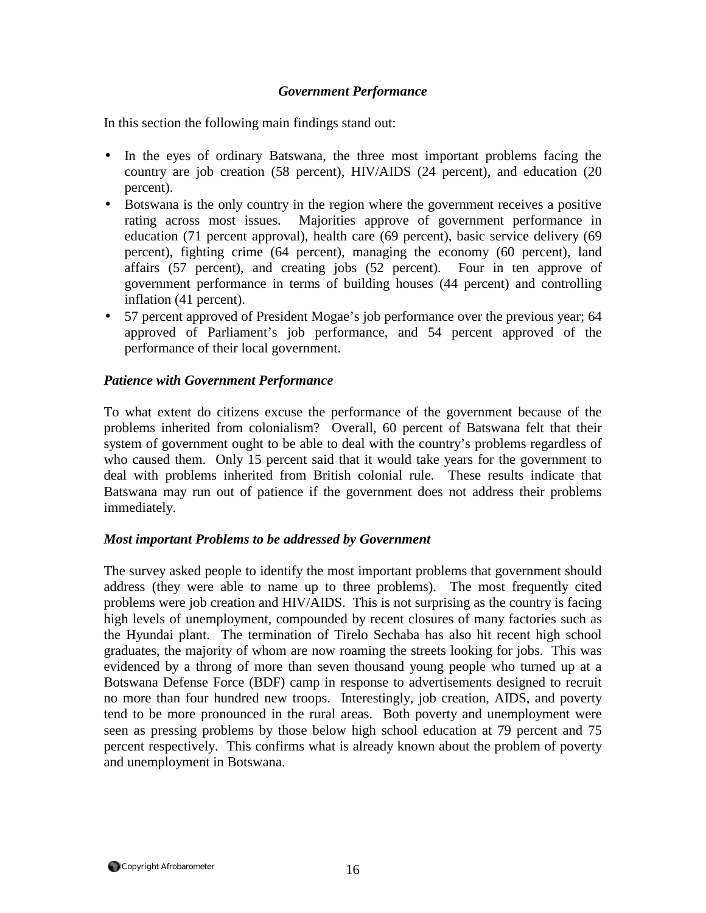### *Government Performance*

In this section the following main findings stand out:

- In the eyes of ordinary Batswana, the three most important problems facing the country are job creation (58 percent), HIV/AIDS (24 percent), and education (20 percent).
- Botswana is the only country in the region where the government receives a positive rating across most issues. Majorities approve of government performance in education (71 percent approval), health care (69 percent), basic service delivery (69 percent), fighting crime (64 percent), managing the economy (60 percent), land affairs (57 percent), and creating jobs (52 percent). Four in ten approve of government performance in terms of building houses (44 percent) and controlling inflation (41 percent).
- 57 percent approved of President Mogae's job performance over the previous year; 64 approved of Parliament's job performance, and 54 percent approved of the performance of their local government.

#### *Patience with Government Performance*

To what extent do citizens excuse the performance of the government because of the problems inherited from colonialism? Overall, 60 percent of Batswana felt that their system of government ought to be able to deal with the country's problems regardless of who caused them. Only 15 percent said that it would take years for the government to deal with problems inherited from British colonial rule. These results indicate that Batswana may run out of patience if the government does not address their problems immediately.

#### *Most important Problems to be addressed by Government*

The survey asked people to identify the most important problems that government should address (they were able to name up to three problems). The most frequently cited problems were job creation and HIV/AIDS. This is not surprising as the country is facing high levels of unemployment, compounded by recent closures of many factories such as the Hyundai plant. The termination of Tirelo Sechaba has also hit recent high school graduates, the majority of whom are now roaming the streets looking for jobs. This was evidenced by a throng of more than seven thousand young people who turned up at a Botswana Defense Force (BDF) camp in response to advertisements designed to recruit no more than four hundred new troops. Interestingly, job creation, AIDS, and poverty tend to be more pronounced in the rural areas. Both poverty and unemployment were seen as pressing problems by those below high school education at 79 percent and 75 percent respectively. This confirms what is already known about the problem of poverty and unemployment in Botswana.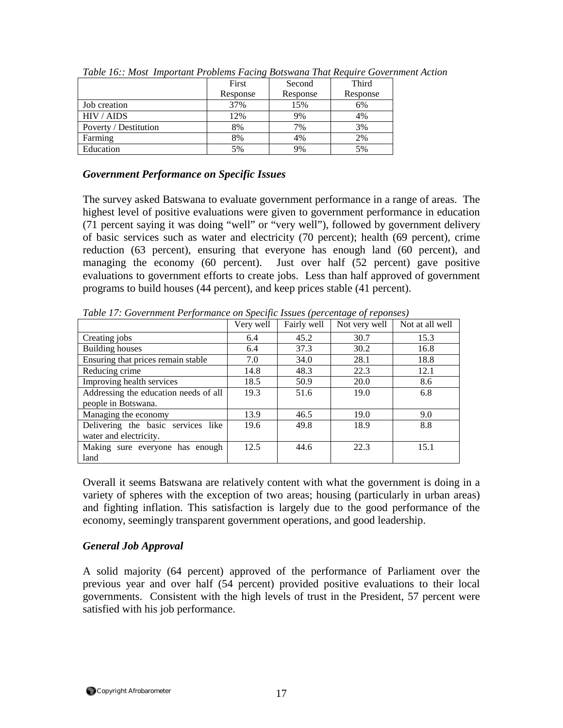*Table 16:: Most Important Problems Facing Botswana That Require Government Action*

| | First Response | Second Response | Third Response |
|---|---|---|---|
| Job creation | 37% | 15% | 6% |
| HIV / AIDS | 12% | 9% | 4% |
| Poverty / Destitution | 8% | 7% | 3% |
| Farming | 8% | 4% | 2% |
| Education | 5% | 9% | 5% |

### *Government Performance on Specific Issues*

The survey asked Batswana to evaluate government performance in a range of areas. The highest level of positive evaluations were given to government performance in education (71 percent saying it was doing "well" or "very well"), followed by government delivery of basic services such as water and electricity (70 percent); health (69 percent), crime reduction (63 percent), ensuring that everyone has enough land (60 percent), and managing the economy (60 percent). Just over half (52 percent) gave positive evaluations to government efforts to create jobs. Less than half approved of government programs to build houses (44 percent), and keep prices stable (41 percent).

*Table 17: Government Performance on Specific Issues (percentage of reponses)*

| | Very well | Fairly well | Not very well | Not at all well |
|---|---|---|---|---|
| Creating jobs | 6.4 | 45.2 | 30.7 | 15.3 |
| Building houses | 6.4 | 37.3 | 30.2 | 16.8 |
| Ensuring that prices remain stable | 7.0 | 34.0 | 28.1 | 18.8 |
| Reducing crime | 14.8 | 48.3 | 22.3 | 12.1 |
| Improving health services | 18.5 | 50.9 | 20.0 | 8.6 |
| Addressing the education needs of all people in Botswana. | 19.3 | 51.6 | 19.0 | 6.8 |
| Managing the economy | 13.9 | 46.5 | 19.0 | 9.0 |
| Delivering the basic services like water and electricity. | 19.6 | 49.8 | 18.9 | 8.8 |
| Making sure everyone has enough land | 12.5 | 44.6 | 22.3 | 15.1 |

Overall it seems Batswana are relatively content with what the government is doing in a variety of spheres with the exception of two areas; housing (particularly in urban areas) and fighting inflation. This satisfaction is largely due to the good performance of the economy, seemingly transparent government operations, and good leadership.

### *General Job Approval*

A solid majority (64 percent) approved of the performance of Parliament over the previous year and over half (54 percent) provided positive evaluations to their local governments. Consistent with the high levels of trust in the President, 57 percent were satisfied with his job performance.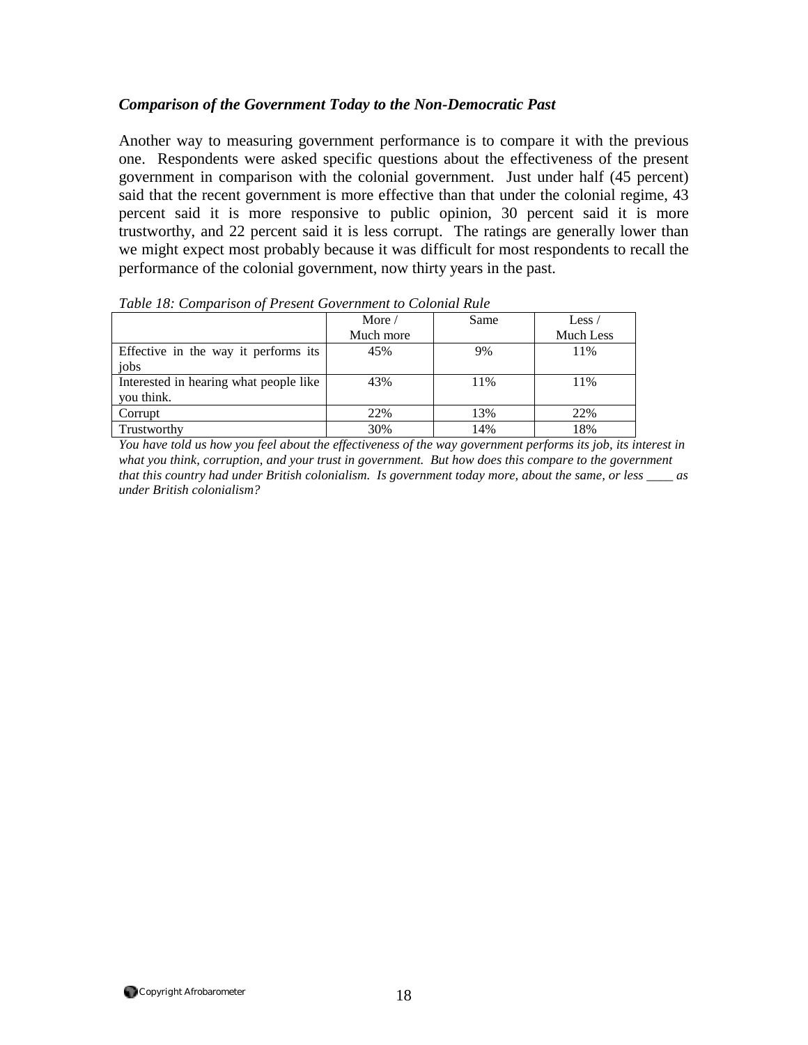### *Comparison of the Government Today to the Non-Democratic Past*

Another way to measuring government performance is to compare it with the previous one. Respondents were asked specific questions about the effectiveness of the present government in comparison with the colonial government. Just under half (45 percent) said that the recent government is more effective than that under the colonial regime, 43 percent said it is more responsive to public opinion, 30 percent said it is more trustworthy, and 22 percent said it is less corrupt. The ratings are generally lower than we might expect most probably because it was difficult for most respondents to recall the performance of the colonial government, now thirty years in the past.

*Table 18: Comparison of Present Government to Colonial Rule*

| | More / Much more | Same | Less / Much Less |
|---|---|---|---|
| Effective in the way it performs its jobs | 45% | 9% | 11% |
| Interested in hearing what people like you think. | 43% | 11% | 11% |
| Corrupt | 22% | 13% | 22% |
| Trustworthy | 30% | 14% | 18% |

*You have told us how you feel about the effectiveness of the way government performs its job, its interest in what you think, corruption, and your trust in government. But how does this compare to the government that this country had under British colonialism. Is government today more, about the same, or less ____ as under British colonialism?*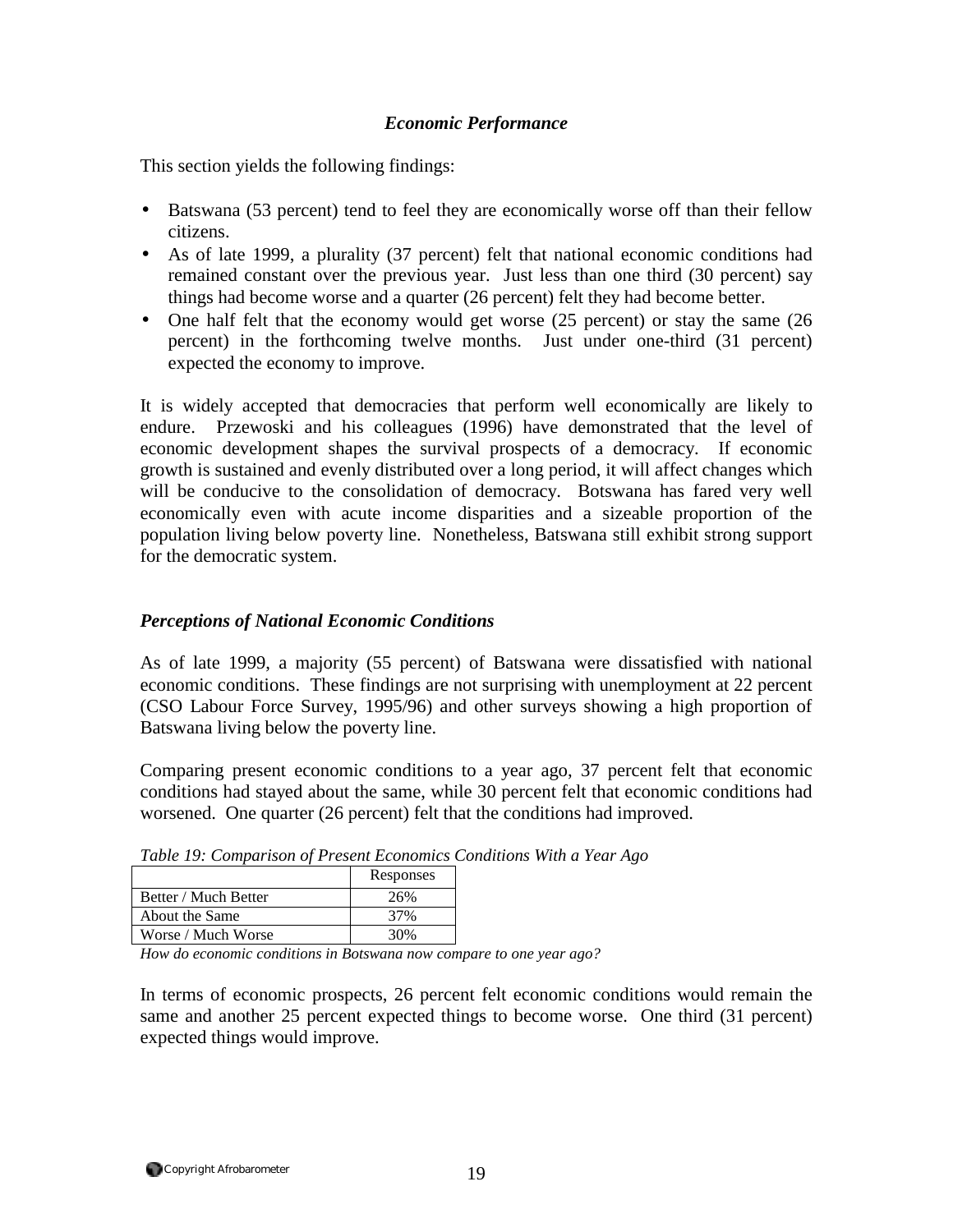### *Economic Performance*

This section yields the following findings:

- Batswana (53 percent) tend to feel they are economically worse off than their fellow citizens.
- As of late 1999, a plurality (37 percent) felt that national economic conditions had remained constant over the previous year. Just less than one third (30 percent) say things had become worse and a quarter (26 percent) felt they had become better.
- One half felt that the economy would get worse (25 percent) or stay the same (26 percent) in the forthcoming twelve months. Just under one-third (31 percent) expected the economy to improve.

It is widely accepted that democracies that perform well economically are likely to endure. Przewoski and his colleagues (1996) have demonstrated that the level of economic development shapes the survival prospects of a democracy. If economic growth is sustained and evenly distributed over a long period, it will affect changes which will be conducive to the consolidation of democracy. Botswana has fared very well economically even with acute income disparities and a sizeable proportion of the population living below poverty line. Nonetheless, Batswana still exhibit strong support for the democratic system.

### *Perceptions of National Economic Conditions*

As of late 1999, a majority (55 percent) of Batswana were dissatisfied with national economic conditions. These findings are not surprising with unemployment at 22 percent (CSO Labour Force Survey, 1995/96) and other surveys showing a high proportion of Batswana living below the poverty line.

Comparing present economic conditions to a year ago, 37 percent felt that economic conditions had stayed about the same, while 30 percent felt that economic conditions had worsened. One quarter (26 percent) felt that the conditions had improved.

*Table 19: Comparison of Present Economics Conditions With a Year Ago*

| | Responses |
|---|---|
| Better / Much Better | 26% |
| About the Same | 37% |
| Worse / Much Worse | 30% |

*How do economic conditions in Botswana now compare to one year ago?*

In terms of economic prospects, 26 percent felt economic conditions would remain the same and another 25 percent expected things to become worse. One third (31 percent) expected things would improve.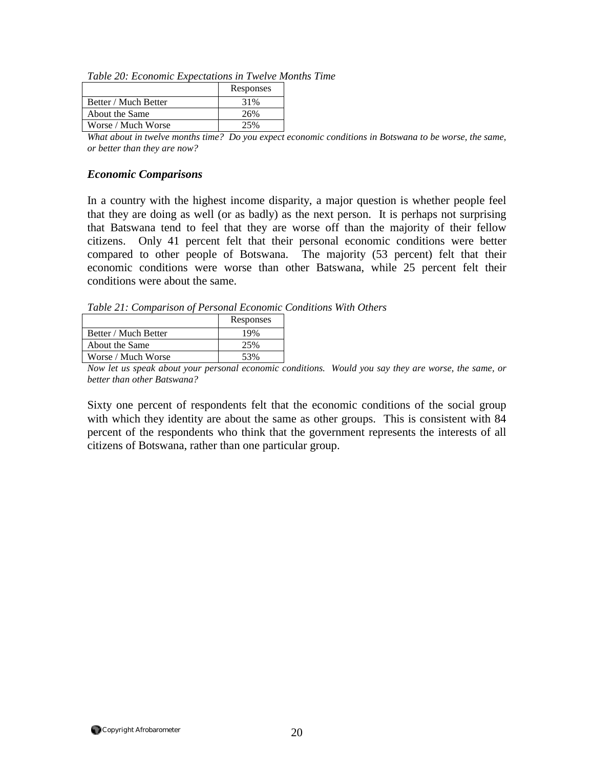*Table 20: Economic Expectations in Twelve Months Time*

| | Responses |
|---|---|
| Better / Much Better | 31% |
| About the Same | 26% |
| Worse / Much Worse | 25% |

*What about in twelve months time? Do you expect economic conditions in Botswana to be worse, the same, or better than they are now?*

### *Economic Comparisons*

In a country with the highest income disparity, a major question is whether people feel that they are doing as well (or as badly) as the next person. It is perhaps not surprising that Batswana tend to feel that they are worse off than the majority of their fellow citizens. Only 41 percent felt that their personal economic conditions were better compared to other people of Botswana. The majority (53 percent) felt that their economic conditions were worse than other Batswana, while 25 percent felt their conditions were about the same.

*Table 21: Comparison of Personal Economic Conditions With Others*

| | Responses |
|---|---|
| Better / Much Better | 19% |
| About the Same | 25% |
| Worse / Much Worse | 53% |

*Now let us speak about your personal economic conditions. Would you say they are worse, the same, or better than other Batswana?*

Sixty one percent of respondents felt that the economic conditions of the social group with which they identity are about the same as other groups. This is consistent with 84 percent of the respondents who think that the government represents the interests of all citizens of Botswana, rather than one particular group.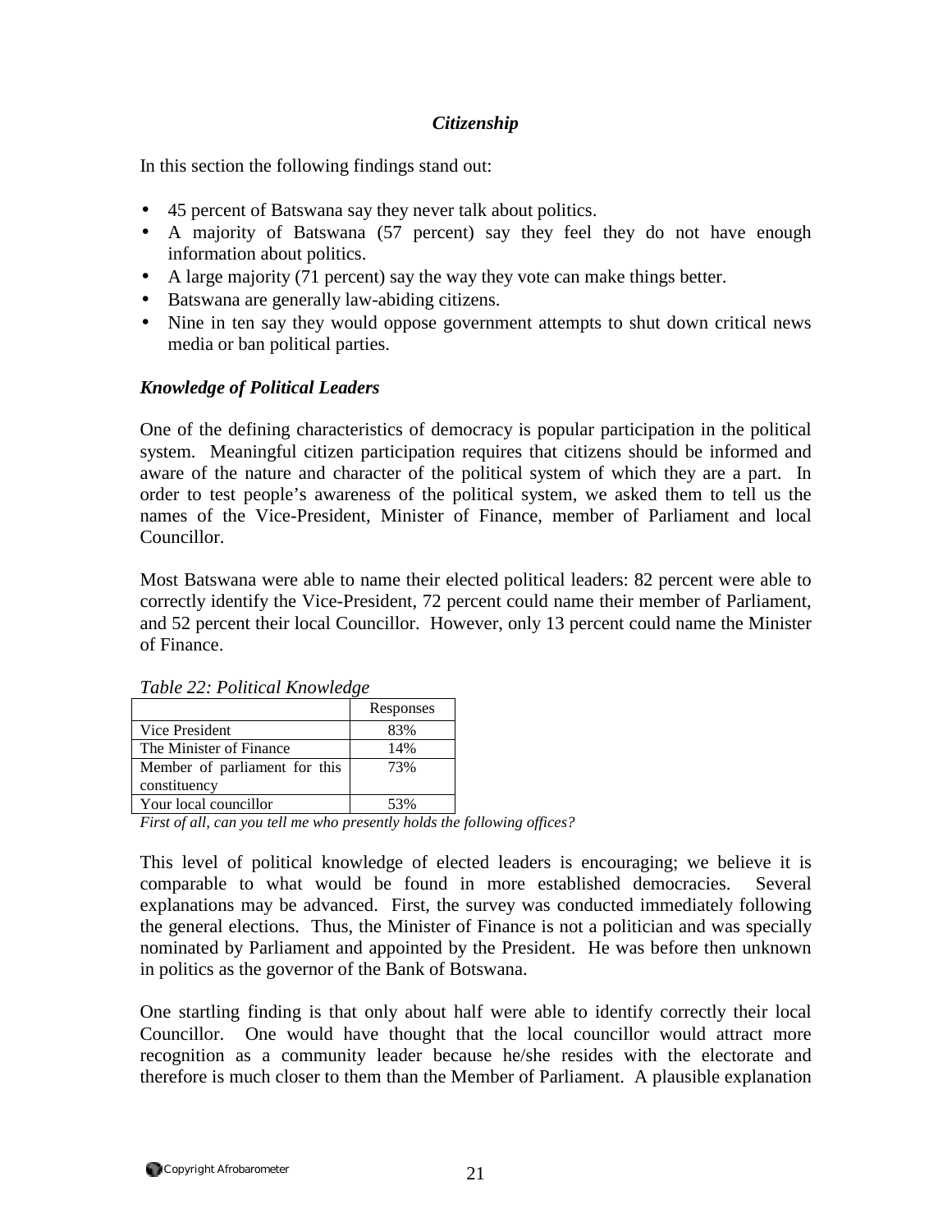### *Citizenship*

In this section the following findings stand out:

- 45 percent of Batswana say they never talk about politics.
- A majority of Batswana (57 percent) say they feel they do not have enough information about politics.
- A large majority (71 percent) say the way they vote can make things better.
- Batswana are generally law-abiding citizens.
- Nine in ten say they would oppose government attempts to shut down critical news media or ban political parties.

### *Knowledge of Political Leaders*

One of the defining characteristics of democracy is popular participation in the political system. Meaningful citizen participation requires that citizens should be informed and aware of the nature and character of the political system of which they are a part. In order to test people's awareness of the political system, we asked them to tell us the names of the Vice-President, Minister of Finance, member of Parliament and local Councillor.

Most Batswana were able to name their elected political leaders: 82 percent were able to correctly identify the Vice-President, 72 percent could name their member of Parliament, and 52 percent their local Councillor. However, only 13 percent could name the Minister of Finance.

*Table 22: Political Knowledge*

| | Responses |
|---|---|
| Vice President | 83% |
| The Minister of Finance | 14% |
| Member of parliament for this constituency | 73% |
| Your local councillor | 53% |

*First of all, can you tell me who presently holds the following offices?*

This level of political knowledge of elected leaders is encouraging; we believe it is comparable to what would be found in more established democracies. Several explanations may be advanced. First, the survey was conducted immediately following the general elections. Thus, the Minister of Finance is not a politician and was specially nominated by Parliament and appointed by the President. He was before then unknown in politics as the governor of the Bank of Botswana.

One startling finding is that only about half were able to identify correctly their local Councillor. One would have thought that the local councillor would attract more recognition as a community leader because he/she resides with the electorate and therefore is much closer to them than the Member of Parliament. A plausible explanation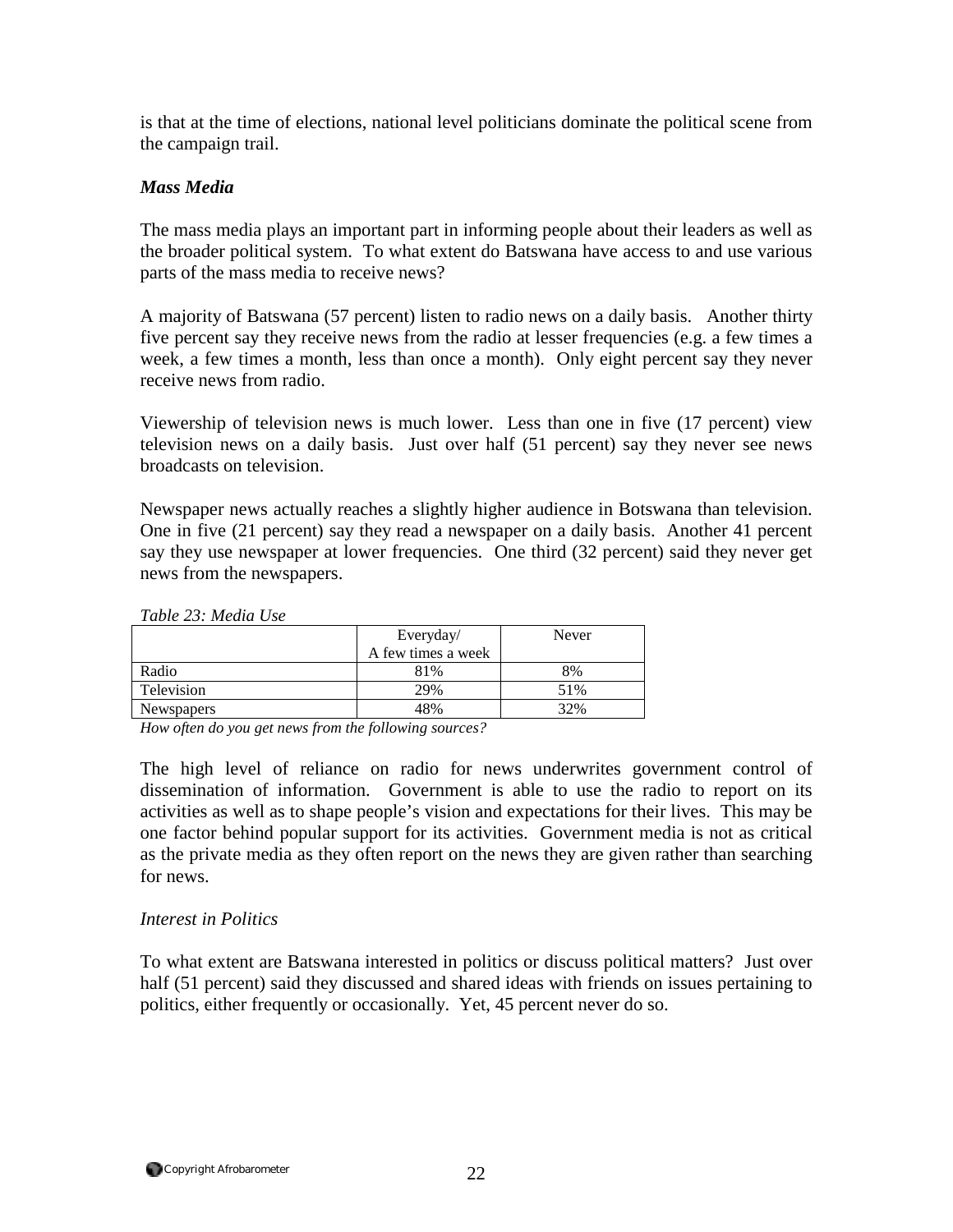is that at the time of elections, national level politicians dominate the political scene from the campaign trail.

### *Mass Media*

The mass media plays an important part in informing people about their leaders as well as the broader political system. To what extent do Batswana have access to and use various parts of the mass media to receive news?

A majority of Batswana (57 percent) listen to radio news on a daily basis. Another thirty five percent say they receive news from the radio at lesser frequencies (e.g. a few times a week, a few times a month, less than once a month). Only eight percent say they never receive news from radio.

Viewership of television news is much lower. Less than one in five (17 percent) view television news on a daily basis. Just over half (51 percent) say they never see news broadcasts on television.

Newspaper news actually reaches a slightly higher audience in Botswana than television. One in five (21 percent) say they read a newspaper on a daily basis. Another 41 percent say they use newspaper at lower frequencies. One third (32 percent) said they never get news from the newspapers.

*Table 23: Media Use*

| | Everyday/ A few times a week | Never |
|---|---|---|
| Radio | 81% | 8% |
| Television | 29% | 51% |
| Newspapers | 48% | 32% |

*How often do you get news from the following sources?*

The high level of reliance on radio for news underwrites government control of dissemination of information. Government is able to use the radio to report on its activities as well as to shape people's vision and expectations for their lives. This may be one factor behind popular support for its activities. Government media is not as critical as the private media as they often report on the news they are given rather than searching for news.

### *Interest in Politics*

To what extent are Batswana interested in politics or discuss political matters? Just over half (51 percent) said they discussed and shared ideas with friends on issues pertaining to politics, either frequently or occasionally. Yet, 45 percent never do so.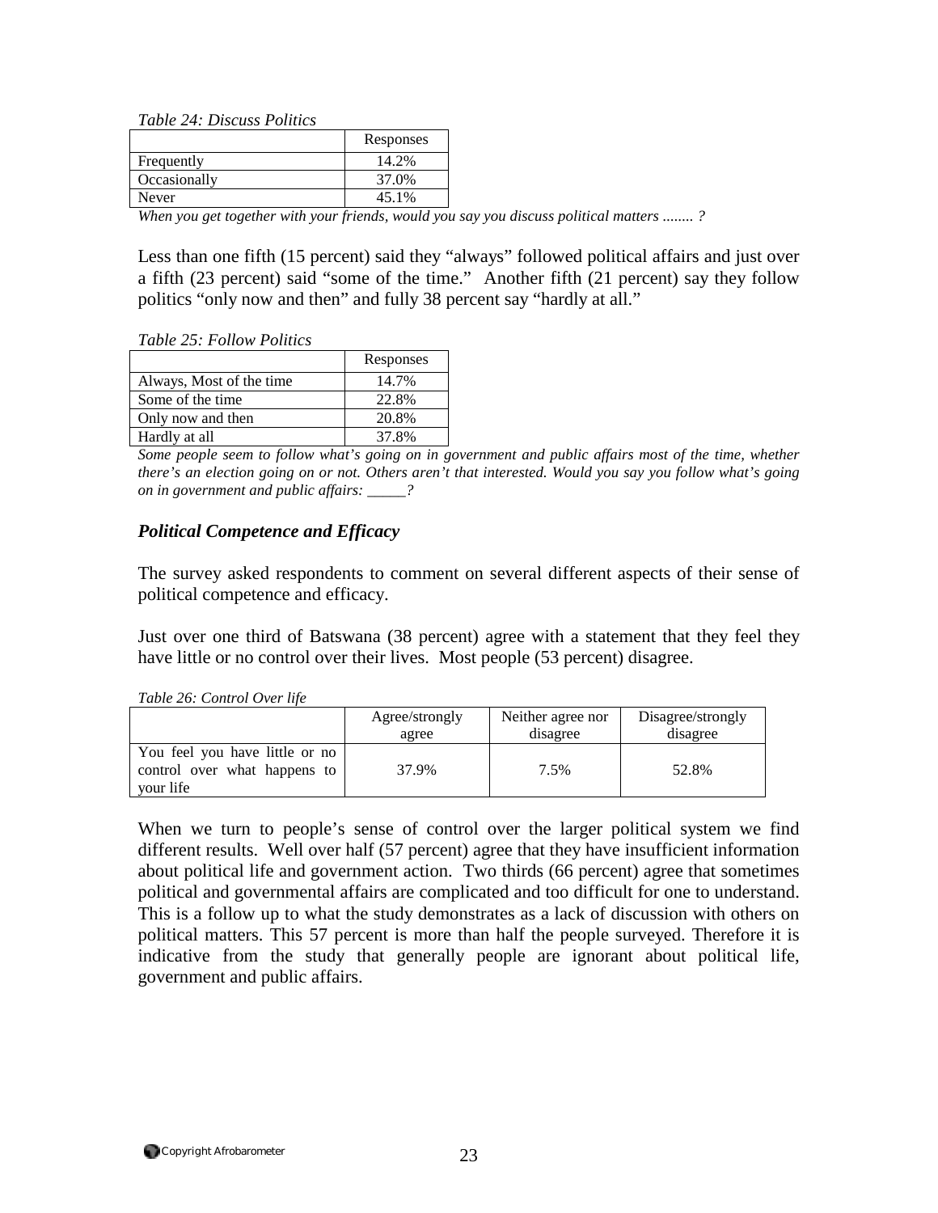*Table 24: Discuss Politics*

| | Responses |
|---|---|
| Frequently | 14.2% |
| Occasionally | 37.0% |
| Never | 45.1% |

*When you get together with your friends, would you say you discuss political matters ........ ?*

Less than one fifth (15 percent) said they "always" followed political affairs and just over a fifth (23 percent) said "some of the time." Another fifth (21 percent) say they follow politics "only now and then" and fully 38 percent say "hardly at all."

*Table 25: Follow Politics*

| | Responses |
|---|---|
| Always, Most of the time | 14.7% |
| Some of the time | 22.8% |
| Only now and then | 20.8% |
| Hardly at all | 37.8% |

*Some people seem to follow what's going on in government and public affairs most of the time, whether there's an election going on or not. Others aren't that interested. Would you say you follow what's going on in government and public affairs: _____?*

### *Political Competence and Efficacy*

The survey asked respondents to comment on several different aspects of their sense of political competence and efficacy.

Just over one third of Batswana (38 percent) agree with a statement that they feel they have little or no control over their lives. Most people (53 percent) disagree.

*Table 26: Control Over life*

| | Agree/strongly agree | Neither agree nor disagree | Disagree/strongly disagree |
|---|---|---|---|
| You feel you have little or no control over what happens to your life | 37.9% | 7.5% | 52.8% |

When we turn to people's sense of control over the larger political system we find different results. Well over half (57 percent) agree that they have insufficient information about political life and government action. Two thirds (66 percent) agree that sometimes political and governmental affairs are complicated and too difficult for one to understand. This is a follow up to what the study demonstrates as a lack of discussion with others on political matters. This 57 percent is more than half the people surveyed. Therefore it is indicative from the study that generally people are ignorant about political life, government and public affairs.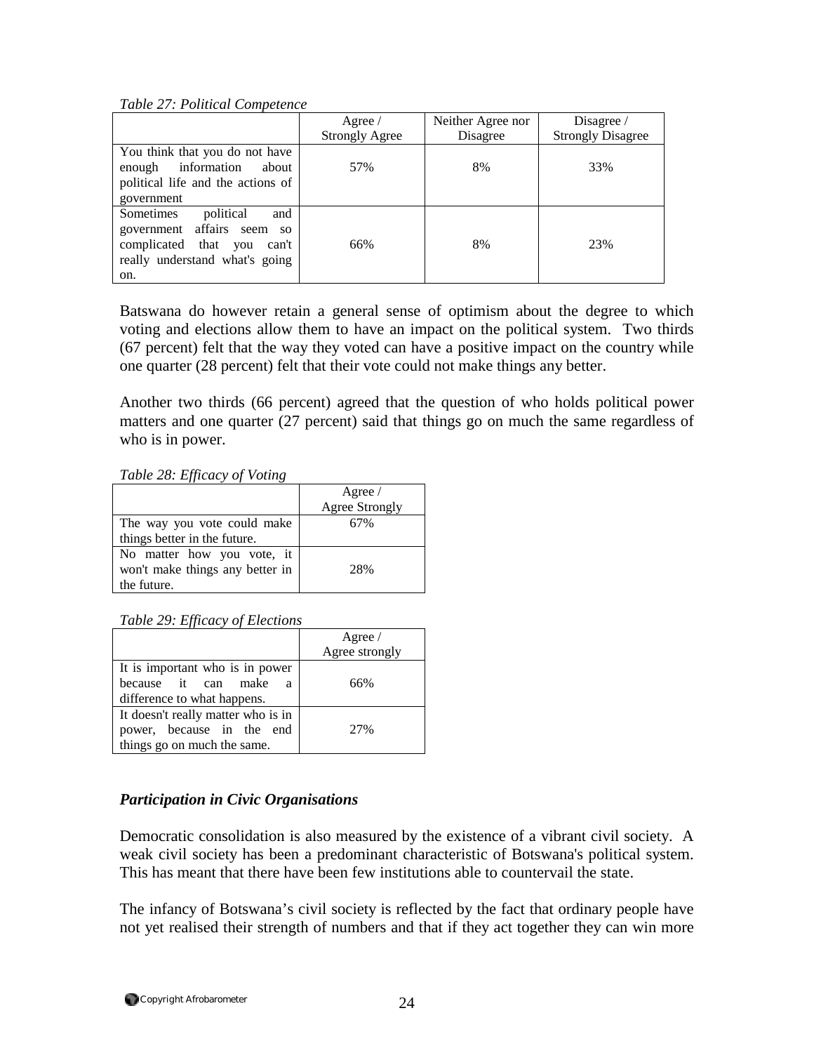*Table 27: Political Competence*

| | Agree / Strongly Agree | Neither Agree nor Disagree | Disagree / Strongly Disagree |
|---|---|---|---|
| You think that you do not have enough information about political life and the actions of government | 57% | 8% | 33% |
| Sometimes political and government affairs seem so complicated that you can't really understand what's going on. | 66% | 8% | 23% |

Batswana do however retain a general sense of optimism about the degree to which voting and elections allow them to have an impact on the political system. Two thirds (67 percent) felt that the way they voted can have a positive impact on the country while one quarter (28 percent) felt that their vote could not make things any better.

Another two thirds (66 percent) agreed that the question of who holds political power matters and one quarter (27 percent) said that things go on much the same regardless of who is in power.

*Table 28: Efficacy of Voting*

| | Agree / Agree Strongly |
|---|---|
| The way you vote could make things better in the future. | 67% |
| No matter how you vote, it won't make things any better in the future. | 28% |

*Table 29: Efficacy of Elections*

| | Agree / Agree strongly |
|---|---|
| It is important who is in power because it can make a difference to what happens. | 66% |
| It doesn't really matter who is in power, because in the end things go on much the same. | 27% |

***Participation in Civic Organisations***

Democratic consolidation is also measured by the existence of a vibrant civil society. A weak civil society has been a predominant characteristic of Botswana's political system. This has meant that there have been few institutions able to countervail the state.

The infancy of Botswana's civil society is reflected by the fact that ordinary people have not yet realised their strength of numbers and that if they act together they can win more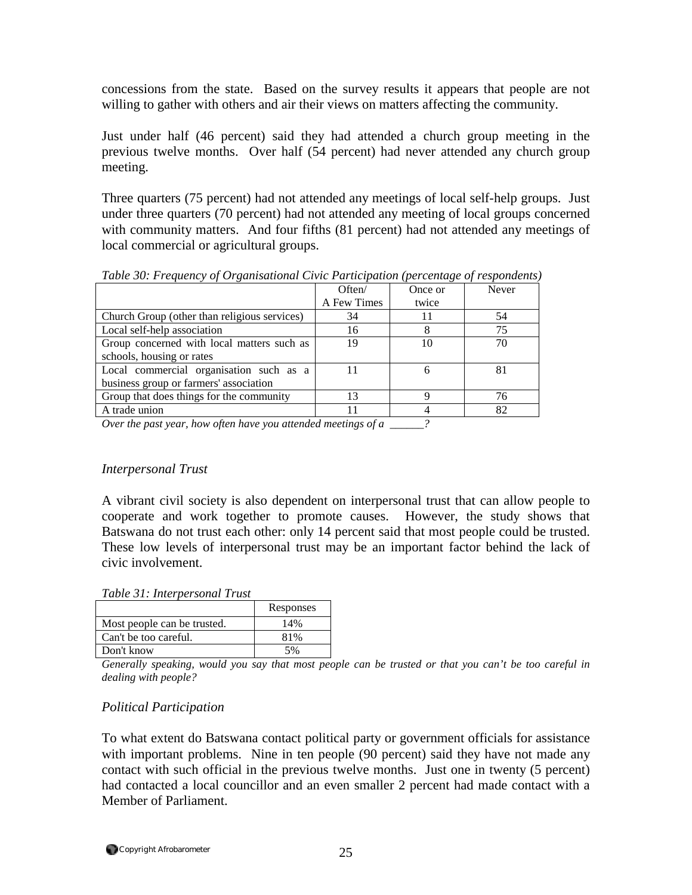concessions from the state. Based on the survey results it appears that people are not willing to gather with others and air their views on matters affecting the community.

Just under half (46 percent) said they had attended a church group meeting in the previous twelve months. Over half (54 percent) had never attended any church group meeting.

Three quarters (75 percent) had not attended any meetings of local self-help groups. Just under three quarters (70 percent) had not attended any meeting of local groups concerned with community matters. And four fifths (81 percent) had not attended any meetings of local commercial or agricultural groups.

*Table 30: Frequency of Organisational Civic Participation (percentage of respondents)*

| | Often/ A Few Times | Once or twice | Never |
|---|---|---|---|
| Church Group (other than religious services) | 34 | 11 | 54 |
| Local self-help association | 16 | 8 | 75 |
| Group concerned with local matters such as schools, housing or rates | 19 | 10 | 70 |
| Local commercial organisation such as a business group or farmers' association | 11 | 6 | 81 |
| Group that does things for the community | 13 | 9 | 76 |
| A trade union | 11 | 4 | 82 |

*Over the past year, how often have you attended meetings of a \_\_\_\_\_\_?*

### *Interpersonal Trust*

A vibrant civil society is also dependent on interpersonal trust that can allow people to cooperate and work together to promote causes. However, the study shows that Batswana do not trust each other: only 14 percent said that most people could be trusted. These low levels of interpersonal trust may be an important factor behind the lack of civic involvement.

*Table 31: Interpersonal Trust*

| | Responses |
|---|---|
| Most people can be trusted. | 14% |
| Can't be too careful. | 81% |
| Don't know | 5% |

*Generally speaking, would you say that most people can be trusted or that you can't be too careful in dealing with people?*

### *Political Participation*

To what extent do Batswana contact political party or government officials for assistance with important problems. Nine in ten people (90 percent) said they have not made any contact with such official in the previous twelve months. Just one in twenty (5 percent) had contacted a local councillor and an even smaller 2 percent had made contact with a Member of Parliament.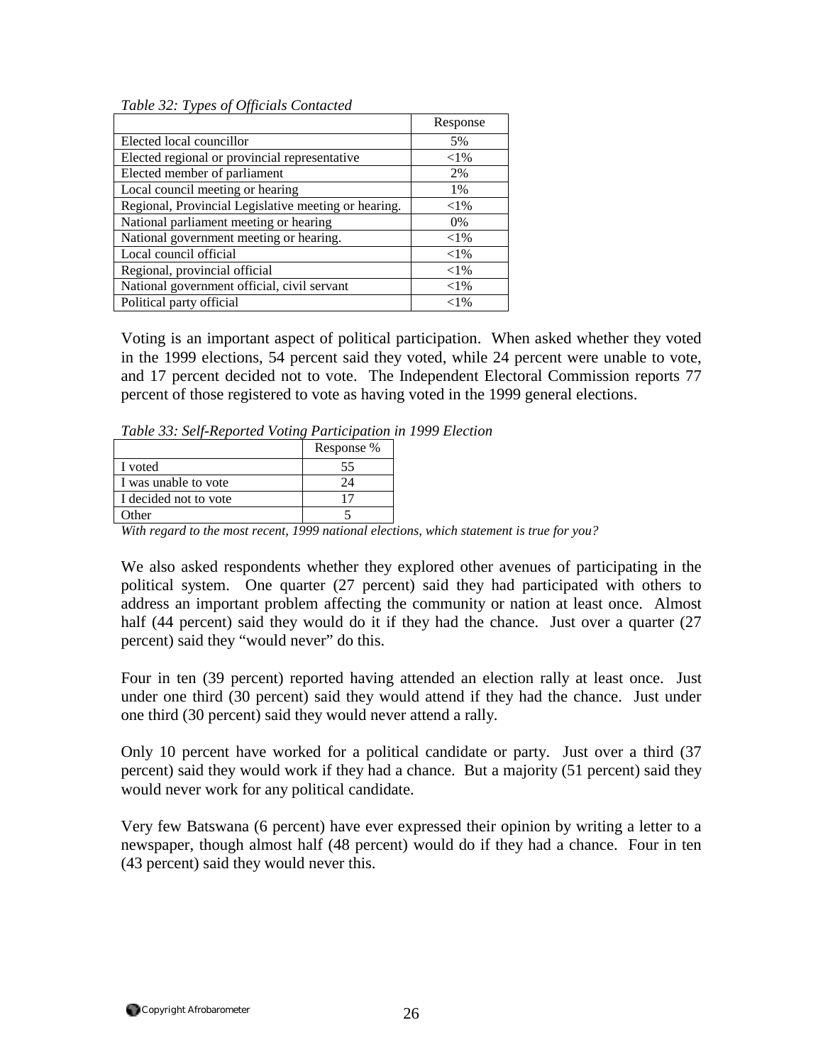*Table 32: Types of Officials Contacted*

| | Response |
|---|---|
| Elected local councillor | 5% |
| Elected regional or provincial representative | <1% |
| Elected member of parliament | 2% |
| Local council meeting or hearing | 1% |
| Regional, Provincial Legislative meeting or hearing. | <1% |
| National parliament meeting or hearing | 0% |
| National government meeting or hearing. | <1% |
| Local council official | <1% |
| Regional, provincial official | <1% |
| National government official, civil servant | <1% |
| Political party official | <1% |

Voting is an important aspect of political participation. When asked whether they voted in the 1999 elections, 54 percent said they voted, while 24 percent were unable to vote, and 17 percent decided not to vote. The Independent Electoral Commission reports 77 percent of those registered to vote as having voted in the 1999 general elections.

*Table 33: Self-Reported Voting Participation in 1999 Election*

| | Response % |
|---|---|
| I voted | 55 |
| I was unable to vote | 24 |
| I decided not to vote | 17 |
| Other | 5 |

*With regard to the most recent, 1999 national elections, which statement is true for you?*

We also asked respondents whether they explored other avenues of participating in the political system. One quarter (27 percent) said they had participated with others to address an important problem affecting the community or nation at least once. Almost half (44 percent) said they would do it if they had the chance. Just over a quarter (27 percent) said they "would never" do this.

Four in ten (39 percent) reported having attended an election rally at least once. Just under one third (30 percent) said they would attend if they had the chance. Just under one third (30 percent) said they would never attend a rally.

Only 10 percent have worked for a political candidate or party. Just over a third (37 percent) said they would work if they had a chance. But a majority (51 percent) said they would never work for any political candidate.

Very few Batswana (6 percent) have ever expressed their opinion by writing a letter to a newspaper, though almost half (48 percent) would do if they had a chance. Four in ten (43 percent) said they would never this.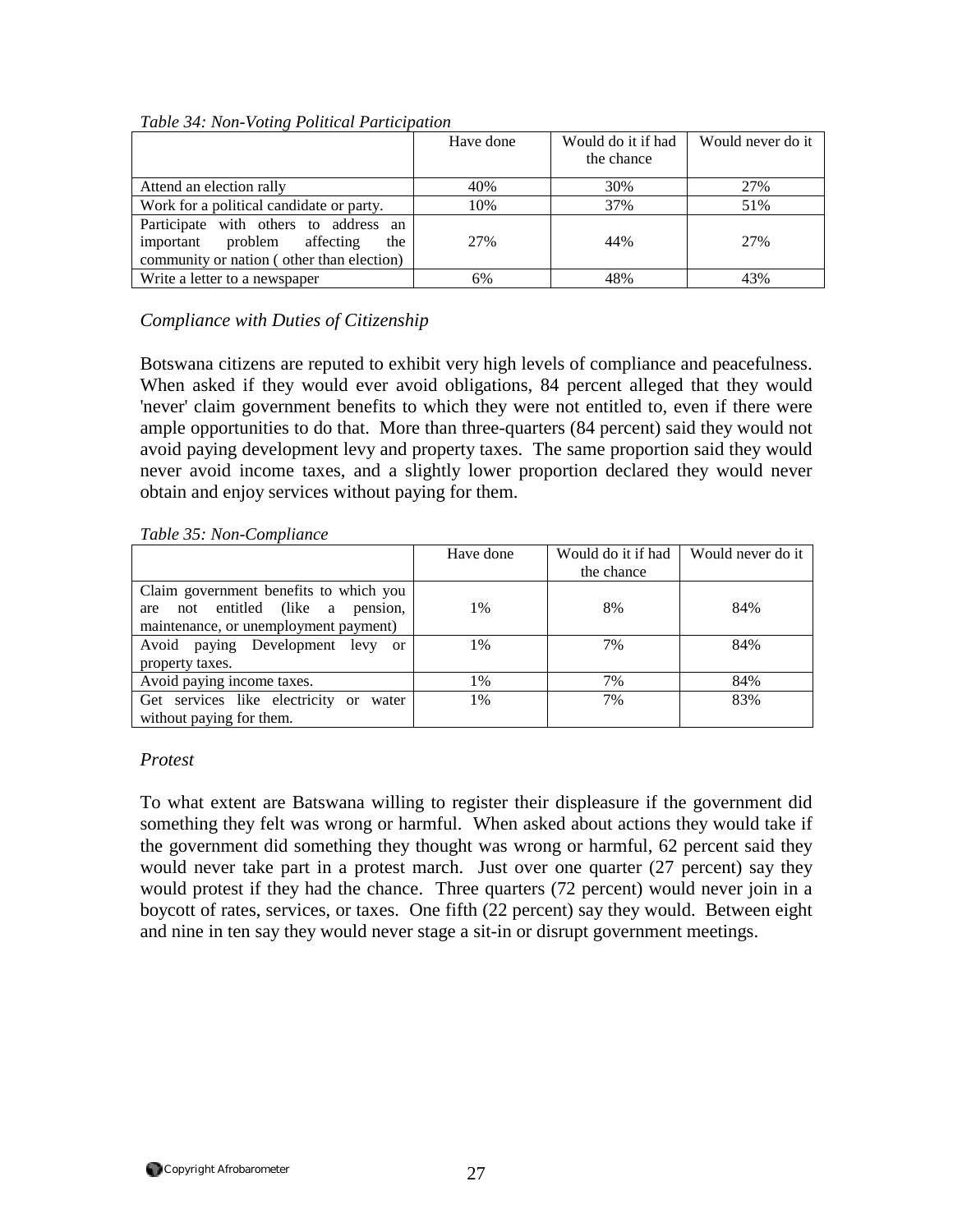*Table 34: Non-Voting Political Participation*

| | Have done | Would do it if had the chance | Would never do it |
|---|---|---|---|
| Attend an election rally | 40% | 30% | 27% |
| Work for a political candidate or party. | 10% | 37% | 51% |
| Participate with others to address an important problem affecting the community or nation ( other than election) | 27% | 44% | 27% |
| Write a letter to a newspaper | 6% | 48% | 43% |

### *Compliance with Duties of Citizenship*

Botswana citizens are reputed to exhibit very high levels of compliance and peacefulness. When asked if they would ever avoid obligations, 84 percent alleged that they would 'never' claim government benefits to which they were not entitled to, even if there were ample opportunities to do that. More than three-quarters (84 percent) said they would not avoid paying development levy and property taxes. The same proportion said they would never avoid income taxes, and a slightly lower proportion declared they would never obtain and enjoy services without paying for them.

*Table 35: Non-Compliance*

| | Have done | Would do it if had the chance | Would never do it |
|---|---|---|---|
| Claim government benefits to which you are not entitled (like a pension, maintenance, or unemployment payment) | 1% | 8% | 84% |
| Avoid paying Development levy or property taxes. | 1% | 7% | 84% |
| Avoid paying income taxes. | 1% | 7% | 84% |
| Get services like electricity or water without paying for them. | 1% | 7% | 83% |

### *Protest*

To what extent are Batswana willing to register their displeasure if the government did something they felt was wrong or harmful. When asked about actions they would take if the government did something they thought was wrong or harmful, 62 percent said they would never take part in a protest march. Just over one quarter (27 percent) say they would protest if they had the chance. Three quarters (72 percent) would never join in a boycott of rates, services, or taxes. One fifth (22 percent) say they would. Between eight and nine in ten say they would never stage a sit-in or disrupt government meetings.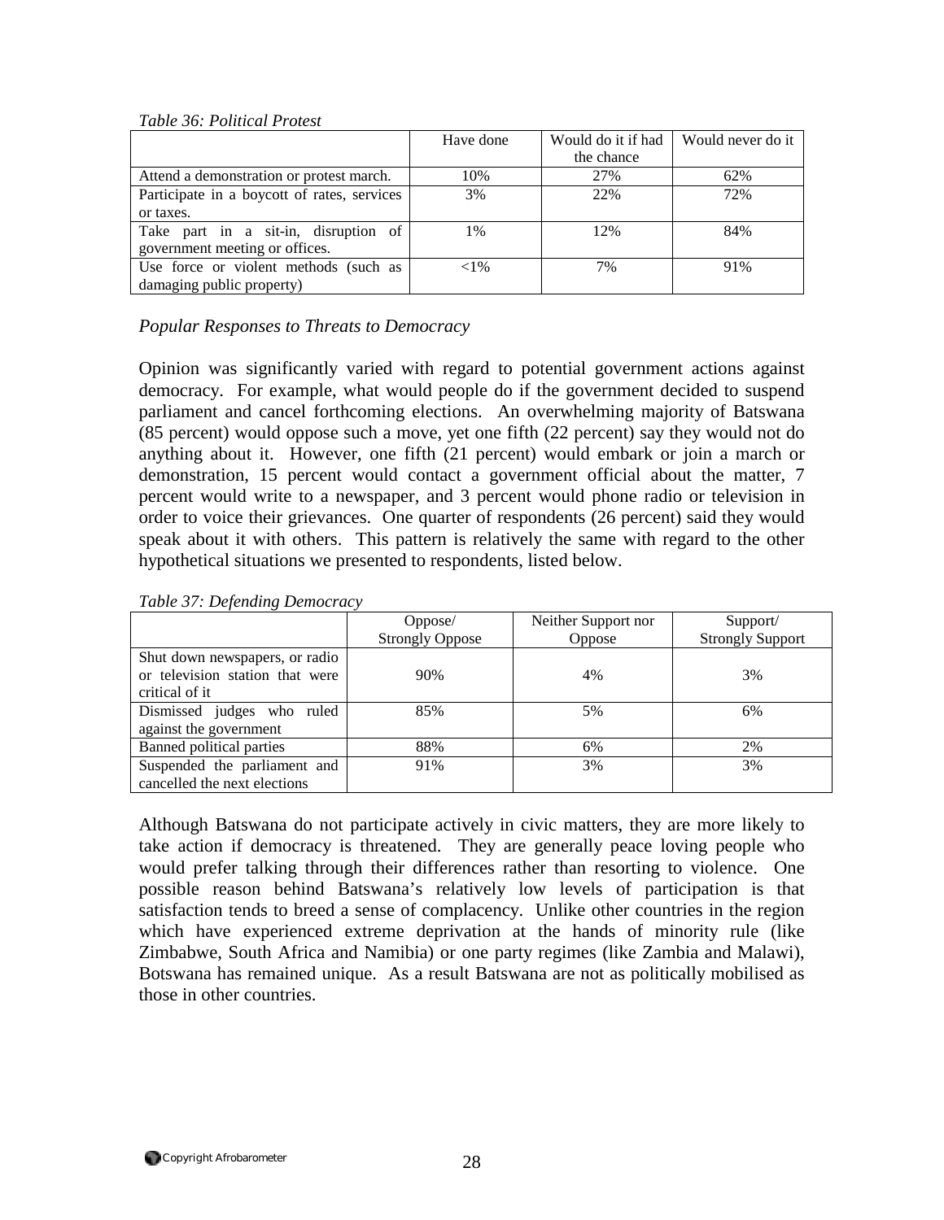*Table 36: Political Protest*

| | Have done | Would do it if had the chance | Would never do it |
|---|---|---|---|
| Attend a demonstration or protest march. | 10% | 27% | 62% |
| Participate in a boycott of rates, services or taxes. | 3% | 22% | 72% |
| Take part in a sit-in, disruption of government meeting or offices. | 1% | 12% | 84% |
| Use force or violent methods (such as damaging public property) | <1% | 7% | 91% |

*Popular Responses to Threats to Democracy*

Opinion was significantly varied with regard to potential government actions against democracy. For example, what would people do if the government decided to suspend parliament and cancel forthcoming elections. An overwhelming majority of Batswana (85 percent) would oppose such a move, yet one fifth (22 percent) say they would not do anything about it. However, one fifth (21 percent) would embark or join a march or demonstration, 15 percent would contact a government official about the matter, 7 percent would write to a newspaper, and 3 percent would phone radio or television in order to voice their grievances. One quarter of respondents (26 percent) said they would speak about it with others. This pattern is relatively the same with regard to the other hypothetical situations we presented to respondents, listed below.

*Table 37: Defending Democracy*

| | Oppose/ Strongly Oppose | Neither Support nor Oppose | Support/ Strongly Support |
|---|---|---|---|
| Shut down newspapers, or radio or television station that were critical of it | 90% | 4% | 3% |
| Dismissed judges who ruled against the government | 85% | 5% | 6% |
| Banned political parties | 88% | 6% | 2% |
| Suspended the parliament and cancelled the next elections | 91% | 3% | 3% |

Although Batswana do not participate actively in civic matters, they are more likely to take action if democracy is threatened. They are generally peace loving people who would prefer talking through their differences rather than resorting to violence. One possible reason behind Batswana's relatively low levels of participation is that satisfaction tends to breed a sense of complacency. Unlike other countries in the region which have experienced extreme deprivation at the hands of minority rule (like Zimbabwe, South Africa and Namibia) or one party regimes (like Zambia and Malawi), Botswana has remained unique. As a result Batswana are not as politically mobilised as those in other countries.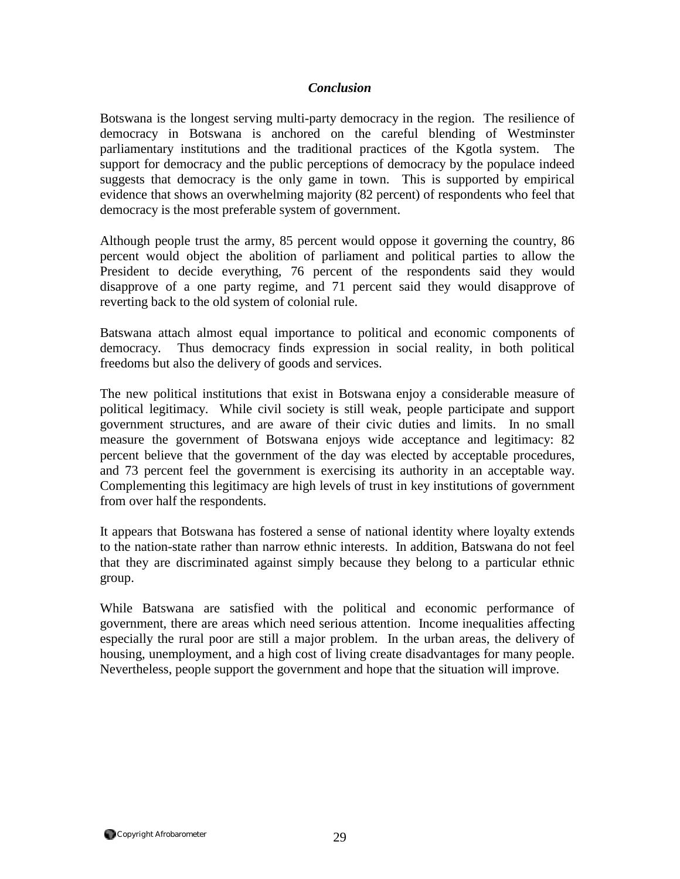### *Conclusion*

Botswana is the longest serving multi-party democracy in the region. The resilience of democracy in Botswana is anchored on the careful blending of Westminster parliamentary institutions and the traditional practices of the Kgotla system. The support for democracy and the public perceptions of democracy by the populace indeed suggests that democracy is the only game in town. This is supported by empirical evidence that shows an overwhelming majority (82 percent) of respondents who feel that democracy is the most preferable system of government.

Although people trust the army, 85 percent would oppose it governing the country, 86 percent would object the abolition of parliament and political parties to allow the President to decide everything, 76 percent of the respondents said they would disapprove of a one party regime, and 71 percent said they would disapprove of reverting back to the old system of colonial rule.

Batswana attach almost equal importance to political and economic components of democracy. Thus democracy finds expression in social reality, in both political freedoms but also the delivery of goods and services.

The new political institutions that exist in Botswana enjoy a considerable measure of political legitimacy. While civil society is still weak, people participate and support government structures, and are aware of their civic duties and limits. In no small measure the government of Botswana enjoys wide acceptance and legitimacy: 82 percent believe that the government of the day was elected by acceptable procedures, and 73 percent feel the government is exercising its authority in an acceptable way. Complementing this legitimacy are high levels of trust in key institutions of government from over half the respondents.

It appears that Botswana has fostered a sense of national identity where loyalty extends to the nation-state rather than narrow ethnic interests. In addition, Batswana do not feel that they are discriminated against simply because they belong to a particular ethnic group.

While Batswana are satisfied with the political and economic performance of government, there are areas which need serious attention. Income inequalities affecting especially the rural poor are still a major problem. In the urban areas, the delivery of housing, unemployment, and a high cost of living create disadvantages for many people. Nevertheless, people support the government and hope that the situation will improve.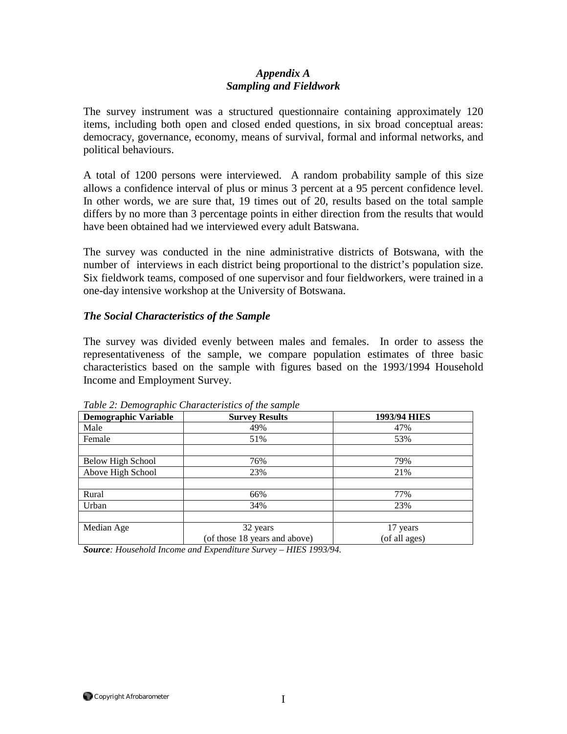## *Appendix A*
## *Sampling and Fieldwork*

The survey instrument was a structured questionnaire containing approximately 120 items, including both open and closed ended questions, in six broad conceptual areas: democracy, governance, economy, means of survival, formal and informal networks, and political behaviours.

A total of 1200 persons were interviewed. A random probability sample of this size allows a confidence interval of plus or minus 3 percent at a 95 percent confidence level. In other words, we are sure that, 19 times out of 20, results based on the total sample differs by no more than 3 percentage points in either direction from the results that would have been obtained had we interviewed every adult Batswana.

The survey was conducted in the nine administrative districts of Botswana, with the number of interviews in each district being proportional to the district's population size. Six fieldwork teams, composed of one supervisor and four fieldworkers, were trained in a one-day intensive workshop at the University of Botswana.

### *The Social Characteristics of the Sample*

The survey was divided evenly between males and females. In order to assess the representativeness of the sample, we compare population estimates of three basic characteristics based on the sample with figures based on the 1993/1994 Household Income and Employment Survey.

*Table 2: Demographic Characteristics of the sample*

| Demographic Variable | Survey Results | 1993/94 HIES |
|---|---|---|
| Male | 49% | 47% |
| Female | 51% | 53% |
| | | |
| Below High School | 76% | 79% |
| Above High School | 23% | 21% |
| | | |
| Rural | 66% | 77% |
| Urban | 34% | 23% |
| | | |
| Median Age | 32 years (of those 18 years and above) | 17 years (of all ages) |

***Source****: Household Income and Expenditure Survey – HIES 1993/94.*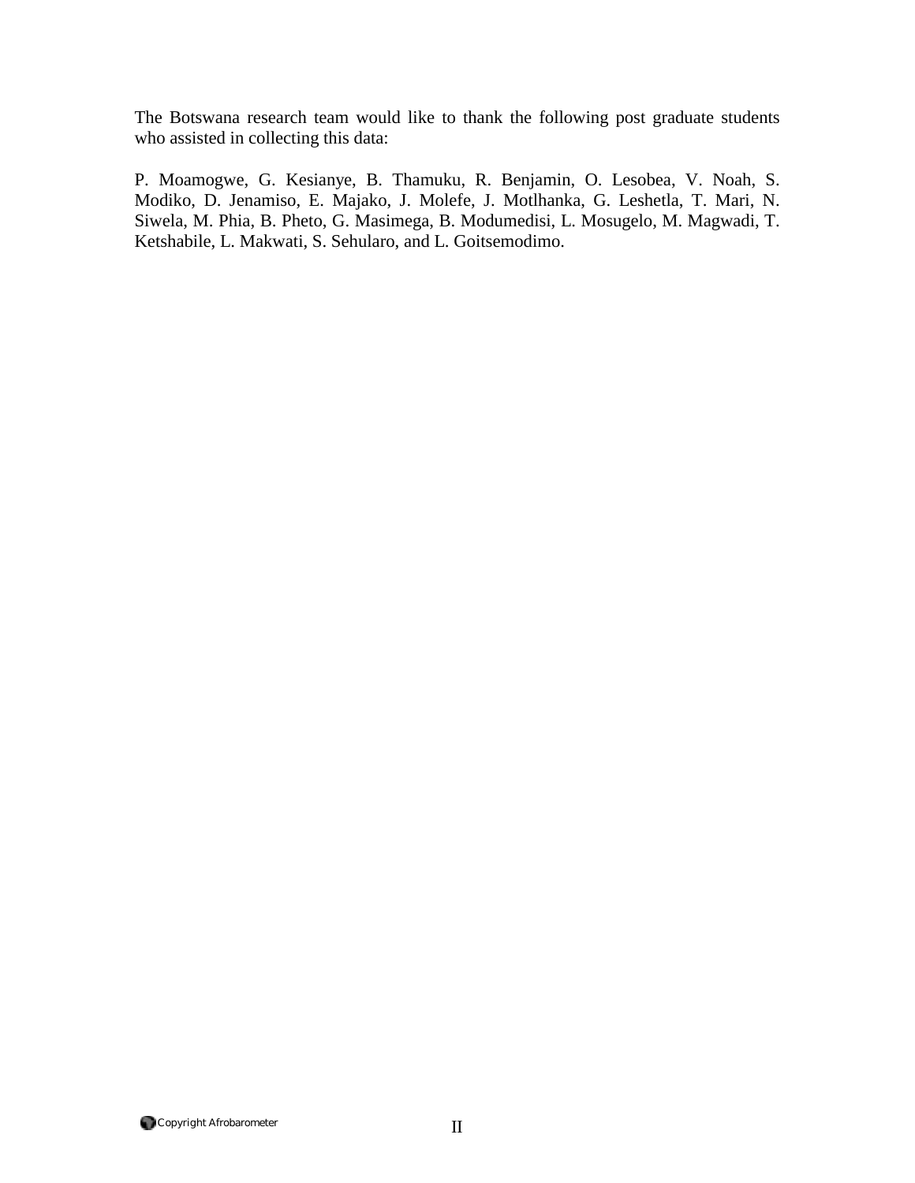The Botswana research team would like to thank the following post graduate students who assisted in collecting this data:

P. Moamogwe, G. Kesianye, B. Thamuku, R. Benjamin, O. Lesobea, V. Noah, S. Modiko, D. Jenamiso, E. Majako, J. Molefe, J. Motlhanka, G. Leshetla, T. Mari, N. Siwela, M. Phia, B. Pheto, G. Masimega, B. Modumedisi, L. Mosugelo, M. Magwadi, T. Ketshabile, L. Makwati, S. Sehularo, and L. Goitsemodimo.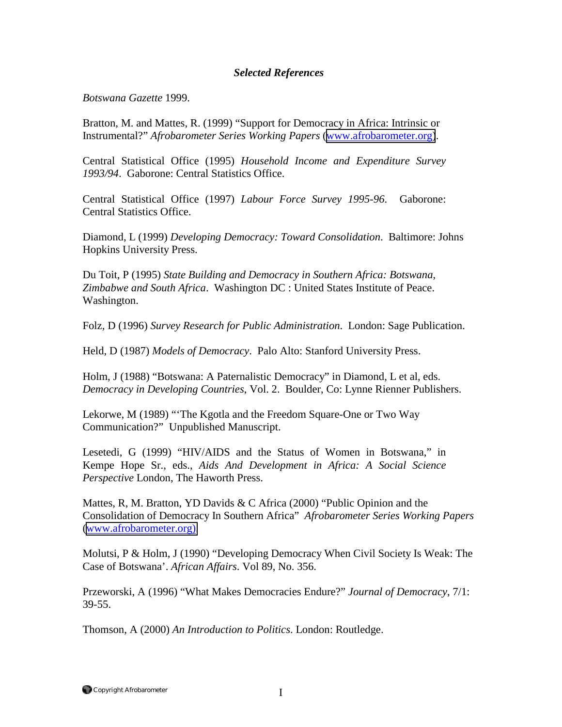### *Selected References*

*Botswana Gazette* 1999.

Bratton, M. and Mattes, R. (1999) "Support for Democracy in Africa: Intrinsic or Instrumental?" *Afrobarometer Series Working Papers* (www.afrobarometer.org).

Central Statistical Office (1995) *Household Income and Expenditure Survey 1993/94*. Gaborone: Central Statistics Office.

Central Statistical Office (1997) *Labour Force Survey 1995-96*. Gaborone: Central Statistics Office.

Diamond, L (1999) *Developing Democracy: Toward Consolidation*. Baltimore: Johns Hopkins University Press.

Du Toit, P (1995) *State Building and Democracy in Southern Africa: Botswana, Zimbabwe and South Africa*. Washington DC : United States Institute of Peace. Washington.

Folz, D (1996) *Survey Research for Public Administration*. London: Sage Publication.

Held, D (1987) *Models of Democracy*. Palo Alto: Stanford University Press.

Holm, J (1988) "Botswana: A Paternalistic Democracy" in Diamond, L et al, eds. *Democracy in Developing Countries*, Vol. 2. Boulder, Co: Lynne Rienner Publishers.

Lekorwe, M (1989) "'The Kgotla and the Freedom Square-One or Two Way Communication?" Unpublished Manuscript.

Lesetedi, G (1999) "HIV/AIDS and the Status of Women in Botswana," in Kempe Hope Sr., eds., *Aids And Development in Africa: A Social Science Perspective* London, The Haworth Press.

Mattes, R, M. Bratton, YD Davids & C Africa (2000) "Public Opinion and the Consolidation of Democracy In Southern Africa" *Afrobarometer Series Working Papers* (www.afrobarometer.org)

Molutsi, P & Holm, J (1990) "Developing Democracy When Civil Society Is Weak: The Case of Botswana'. *African Affairs*. Vol 89, No. 356.

Przeworski, A (1996) "What Makes Democracies Endure?" *Journal of Democracy*, 7/1: 39-55.

Thomson, A (2000) *An Introduction to Politics*. London: Routledge.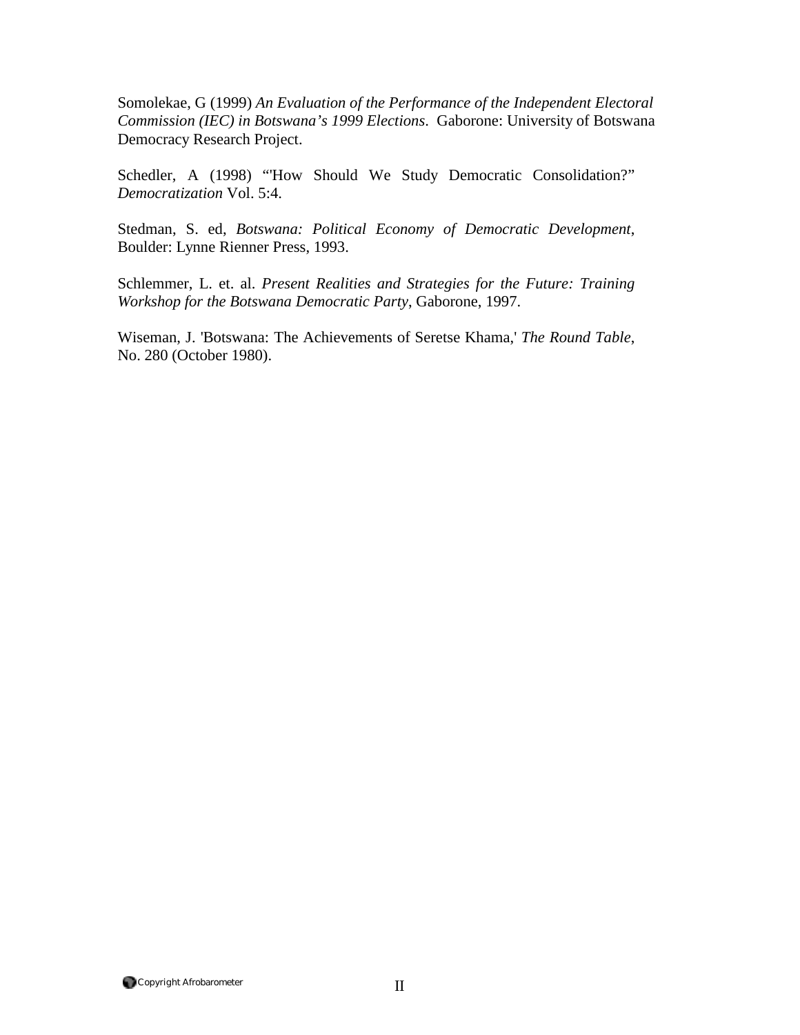Somolekae, G (1999) *An Evaluation of the Performance of the Independent Electoral Commission (IEC) in Botswana's 1999 Elections*. Gaborone: University of Botswana Democracy Research Project.

Schedler, A (1998) "'How Should We Study Democratic Consolidation?" *Democratization* Vol. 5:4.

Stedman, S. ed, *Botswana: Political Economy of Democratic Development*, Boulder: Lynne Rienner Press, 1993.

Schlemmer, L. et. al. *Present Realities and Strategies for the Future: Training Workshop for the Botswana Democratic Party*, Gaborone, 1997.

Wiseman, J. 'Botswana: The Achievements of Seretse Khama,' *The Round Table*, No. 280 (October 1980).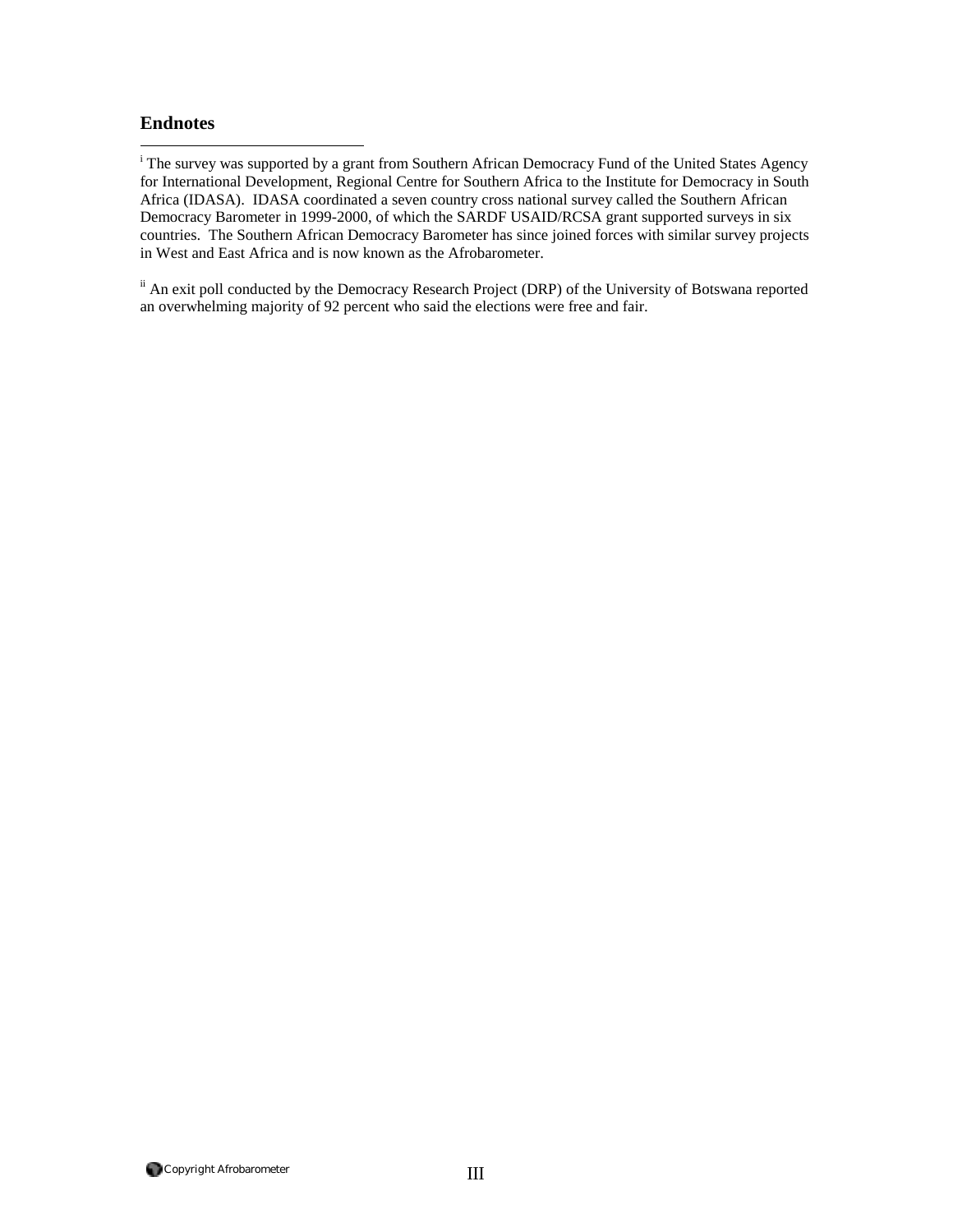## Endnotes

[i] The survey was supported by a grant from Southern African Democracy Fund of the United States Agency for International Development, Regional Centre for Southern Africa to the Institute for Democracy in South Africa (IDASA). IDASA coordinated a seven country cross national survey called the Southern African Democracy Barometer in 1999-2000, of which the SARDF USAID/RCSA grant supported surveys in six countries. The Southern African Democracy Barometer has since joined forces with similar survey projects in West and East Africa and is now known as the Afrobarometer.

[ii] An exit poll conducted by the Democracy Research Project (DRP) of the University of Botswana reported an overwhelming majority of 92 percent who said the elections were free and fair.